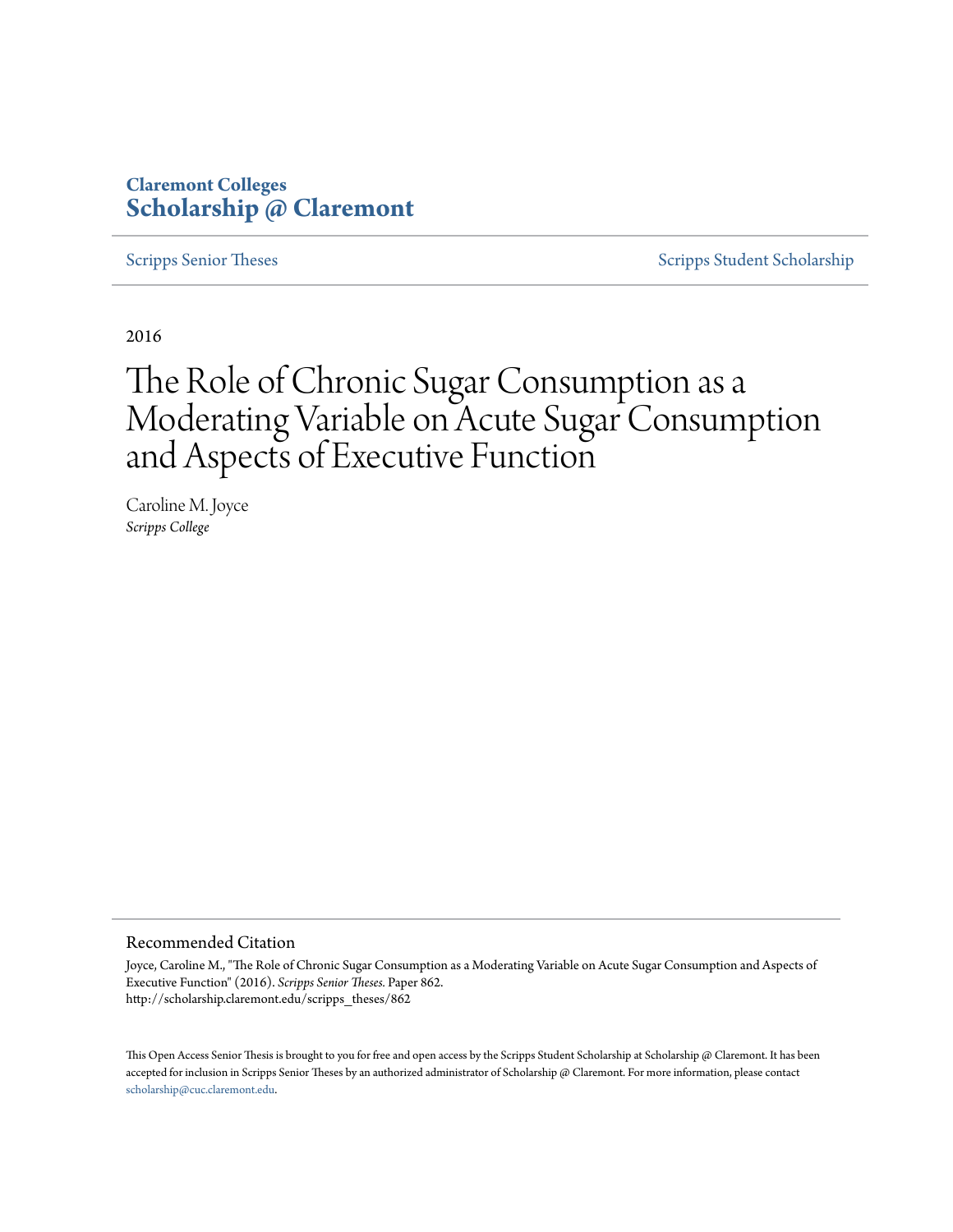**Claremont Colleges**
**Scholarship @ Claremont**

Scripps Senior Theses | Scripps Student Scholarship

2016

# The Role of Chronic Sugar Consumption as a Moderating Variable on Acute Sugar Consumption and Aspects of Executive Function

Caroline M. Joyce
*Scripps College*

## Recommended Citation

Joyce, Caroline M., "The Role of Chronic Sugar Consumption as a Moderating Variable on Acute Sugar Consumption and Aspects of Executive Function" (2016). *Scripps Senior Theses*. Paper 862.
http://scholarship.claremont.edu/scripps_theses/862

This Open Access Senior Thesis is brought to you for free and open access by the Scripps Student Scholarship at Scholarship @ Claremont. It has been accepted for inclusion in Scripps Senior Theses by an authorized administrator of Scholarship @ Claremont. For more information, please contact scholarship@cuc.claremont.edu.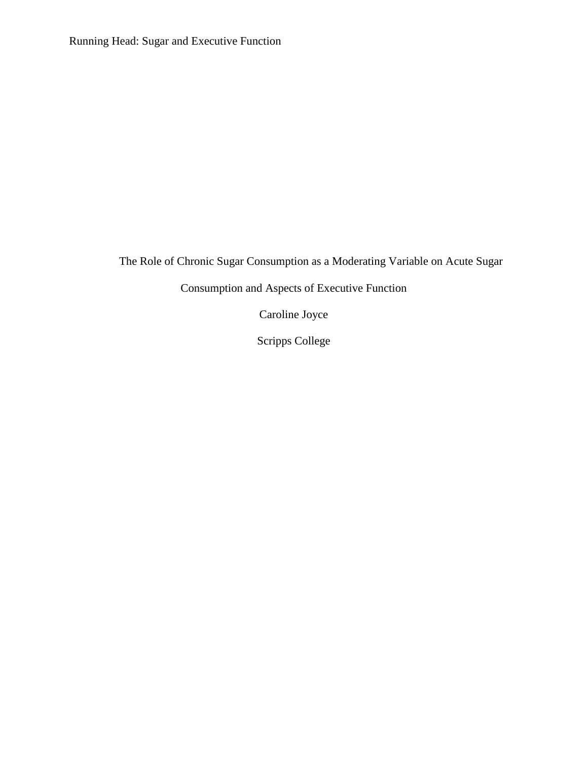The Role of Chronic Sugar Consumption as a Moderating Variable on Acute Sugar Consumption and Aspects of Executive Function

Caroline Joyce

Scripps College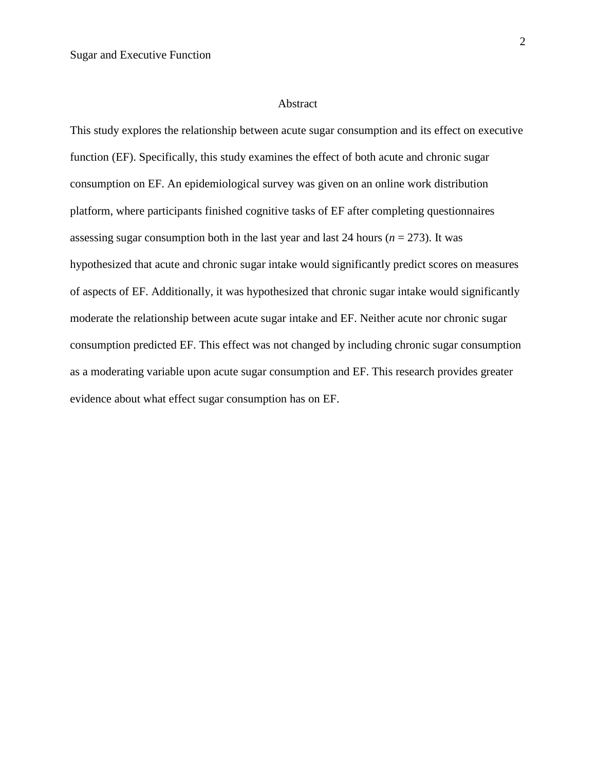# Abstract

This study explores the relationship between acute sugar consumption and its effect on executive function (EF). Specifically, this study examines the effect of both acute and chronic sugar consumption on EF. An epidemiological survey was given on an online work distribution platform, where participants finished cognitive tasks of EF after completing questionnaires assessing sugar consumption both in the last year and last 24 hours ($n$ = 273). It was hypothesized that acute and chronic sugar intake would significantly predict scores on measures of aspects of EF. Additionally, it was hypothesized that chronic sugar intake would significantly moderate the relationship between acute sugar intake and EF. Neither acute nor chronic sugar consumption predicted EF. This effect was not changed by including chronic sugar consumption as a moderating variable upon acute sugar consumption and EF. This research provides greater evidence about what effect sugar consumption has on EF.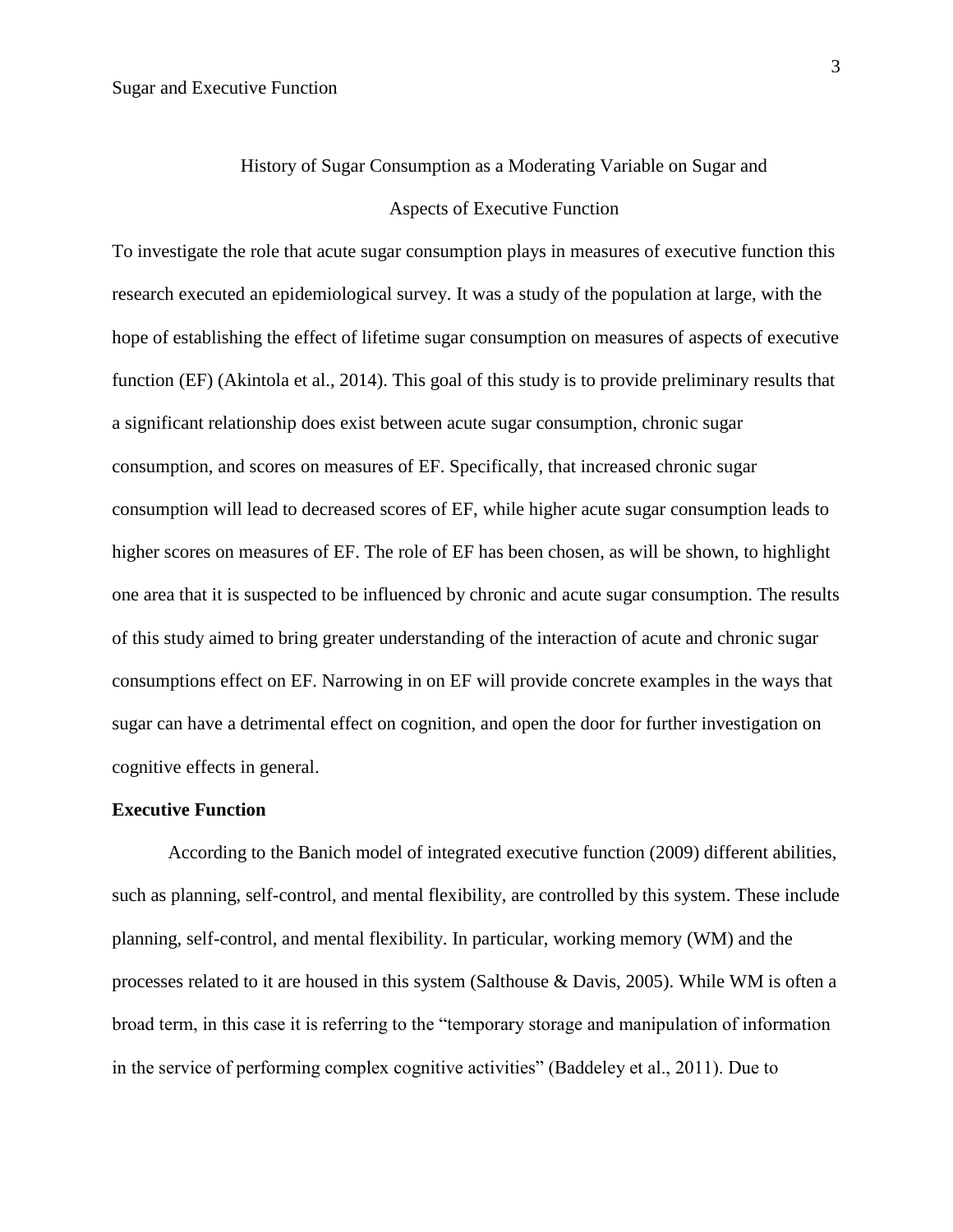# History of Sugar Consumption as a Moderating Variable on Sugar and Aspects of Executive Function

To investigate the role that acute sugar consumption plays in measures of executive function this research executed an epidemiological survey. It was a study of the population at large, with the hope of establishing the effect of lifetime sugar consumption on measures of aspects of executive function (EF) (Akintola et al., 2014). This goal of this study is to provide preliminary results that a significant relationship does exist between acute sugar consumption, chronic sugar consumption, and scores on measures of EF. Specifically, that increased chronic sugar consumption will lead to decreased scores of EF, while higher acute sugar consumption leads to higher scores on measures of EF. The role of EF has been chosen, as will be shown, to highlight one area that it is suspected to be influenced by chronic and acute sugar consumption. The results of this study aimed to bring greater understanding of the interaction of acute and chronic sugar consumptions effect on EF. Narrowing in on EF will provide concrete examples in the ways that sugar can have a detrimental effect on cognition, and open the door for further investigation on cognitive effects in general.

## Executive Function

According to the Banich model of integrated executive function (2009) different abilities, such as planning, self-control, and mental flexibility, are controlled by this system. These include planning, self-control, and mental flexibility. In particular, working memory (WM) and the processes related to it are housed in this system (Salthouse & Davis, 2005). While WM is often a broad term, in this case it is referring to the "temporary storage and manipulation of information in the service of performing complex cognitive activities" (Baddeley et al., 2011). Due to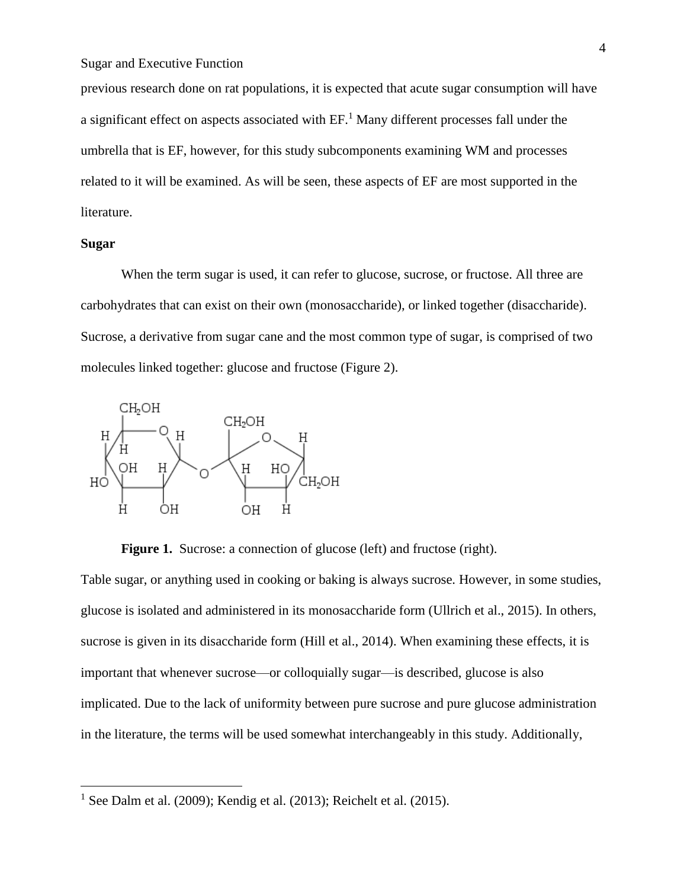previous research done on rat populations, it is expected that acute sugar consumption will have a significant effect on aspects associated with EF.[1] Many different processes fall under the umbrella that is EF, however, for this study subcomponents examining WM and processes related to it will be examined. As will be seen, these aspects of EF are most supported in the literature.

**Sugar**

When the term sugar is used, it can refer to glucose, sucrose, or fructose. All three are carbohydrates that can exist on their own (monosaccharide), or linked together (disaccharide). Sucrose, a derivative from sugar cane and the most common type of sugar, is comprised of two molecules linked together: glucose and fructose (Figure 2).

**Figure 1.** Sucrose: a connection of glucose (left) and fructose (right).

Table sugar, or anything used in cooking or baking is always sucrose. However, in some studies, glucose is isolated and administered in its monosaccharide form (Ullrich et al., 2015). In others, sucrose is given in its disaccharide form (Hill et al., 2014). When examining these effects, it is important that whenever sucrose—or colloquially sugar—is described, glucose is also implicated. Due to the lack of uniformity between pure sucrose and pure glucose administration in the literature, the terms will be used somewhat interchangeably in this study. Additionally,

[1] See Dalm et al. (2009); Kendig et al. (2013); Reichelt et al. (2015).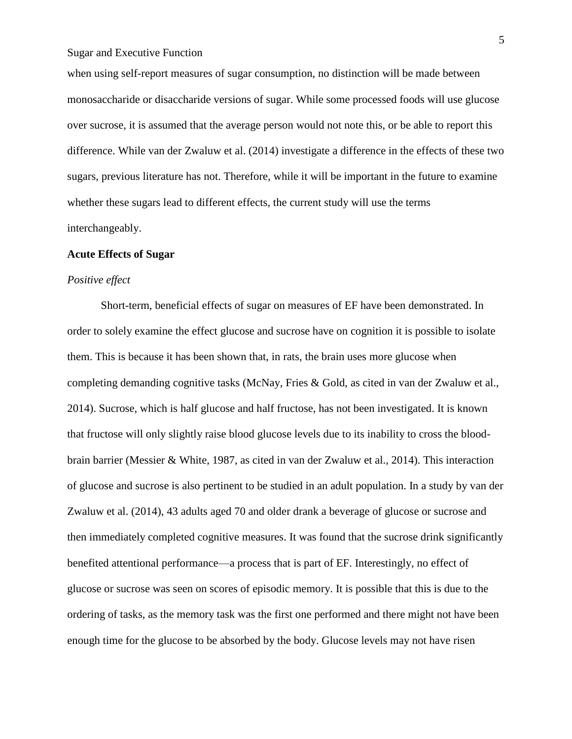when using self-report measures of sugar consumption, no distinction will be made between monosaccharide or disaccharide versions of sugar. While some processed foods will use glucose over sucrose, it is assumed that the average person would not note this, or be able to report this difference. While van der Zwaluw et al. (2014) investigate a difference in the effects of these two sugars, previous literature has not. Therefore, while it will be important in the future to examine whether these sugars lead to different effects, the current study will use the terms interchangeably.

**Acute Effects of Sugar**

*Positive effect*

Short-term, beneficial effects of sugar on measures of EF have been demonstrated. In order to solely examine the effect glucose and sucrose have on cognition it is possible to isolate them. This is because it has been shown that, in rats, the brain uses more glucose when completing demanding cognitive tasks (McNay, Fries & Gold, as cited in van der Zwaluw et al., 2014). Sucrose, which is half glucose and half fructose, has not been investigated. It is known that fructose will only slightly raise blood glucose levels due to its inability to cross the blood-brain barrier (Messier & White, 1987, as cited in van der Zwaluw et al., 2014). This interaction of glucose and sucrose is also pertinent to be studied in an adult population. In a study by van der Zwaluw et al. (2014), 43 adults aged 70 and older drank a beverage of glucose or sucrose and then immediately completed cognitive measures. It was found that the sucrose drink significantly benefited attentional performance—a process that is part of EF. Interestingly, no effect of glucose or sucrose was seen on scores of episodic memory. It is possible that this is due to the ordering of tasks, as the memory task was the first one performed and there might not have been enough time for the glucose to be absorbed by the body. Glucose levels may not have risen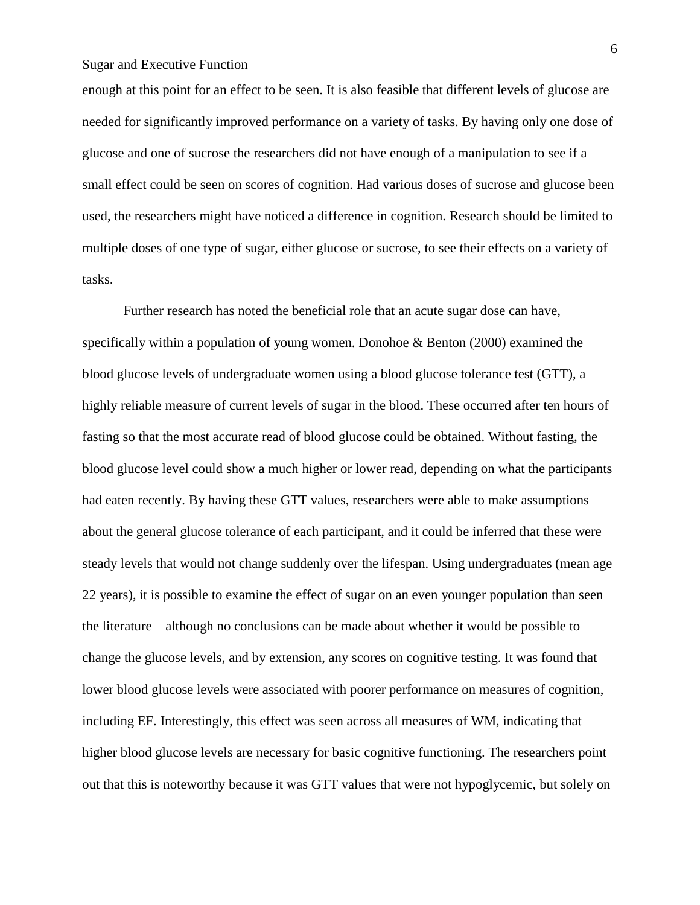enough at this point for an effect to be seen. It is also feasible that different levels of glucose are needed for significantly improved performance on a variety of tasks. By having only one dose of glucose and one of sucrose the researchers did not have enough of a manipulation to see if a small effect could be seen on scores of cognition. Had various doses of sucrose and glucose been used, the researchers might have noticed a difference in cognition. Research should be limited to multiple doses of one type of sugar, either glucose or sucrose, to see their effects on a variety of tasks.

Further research has noted the beneficial role that an acute sugar dose can have, specifically within a population of young women. Donohoe & Benton (2000) examined the blood glucose levels of undergraduate women using a blood glucose tolerance test (GTT), a highly reliable measure of current levels of sugar in the blood. These occurred after ten hours of fasting so that the most accurate read of blood glucose could be obtained. Without fasting, the blood glucose level could show a much higher or lower read, depending on what the participants had eaten recently. By having these GTT values, researchers were able to make assumptions about the general glucose tolerance of each participant, and it could be inferred that these were steady levels that would not change suddenly over the lifespan. Using undergraduates (mean age 22 years), it is possible to examine the effect of sugar on an even younger population than seen the literature—although no conclusions can be made about whether it would be possible to change the glucose levels, and by extension, any scores on cognitive testing. It was found that lower blood glucose levels were associated with poorer performance on measures of cognition, including EF. Interestingly, this effect was seen across all measures of WM, indicating that higher blood glucose levels are necessary for basic cognitive functioning. The researchers point out that this is noteworthy because it was GTT values that were not hypoglycemic, but solely on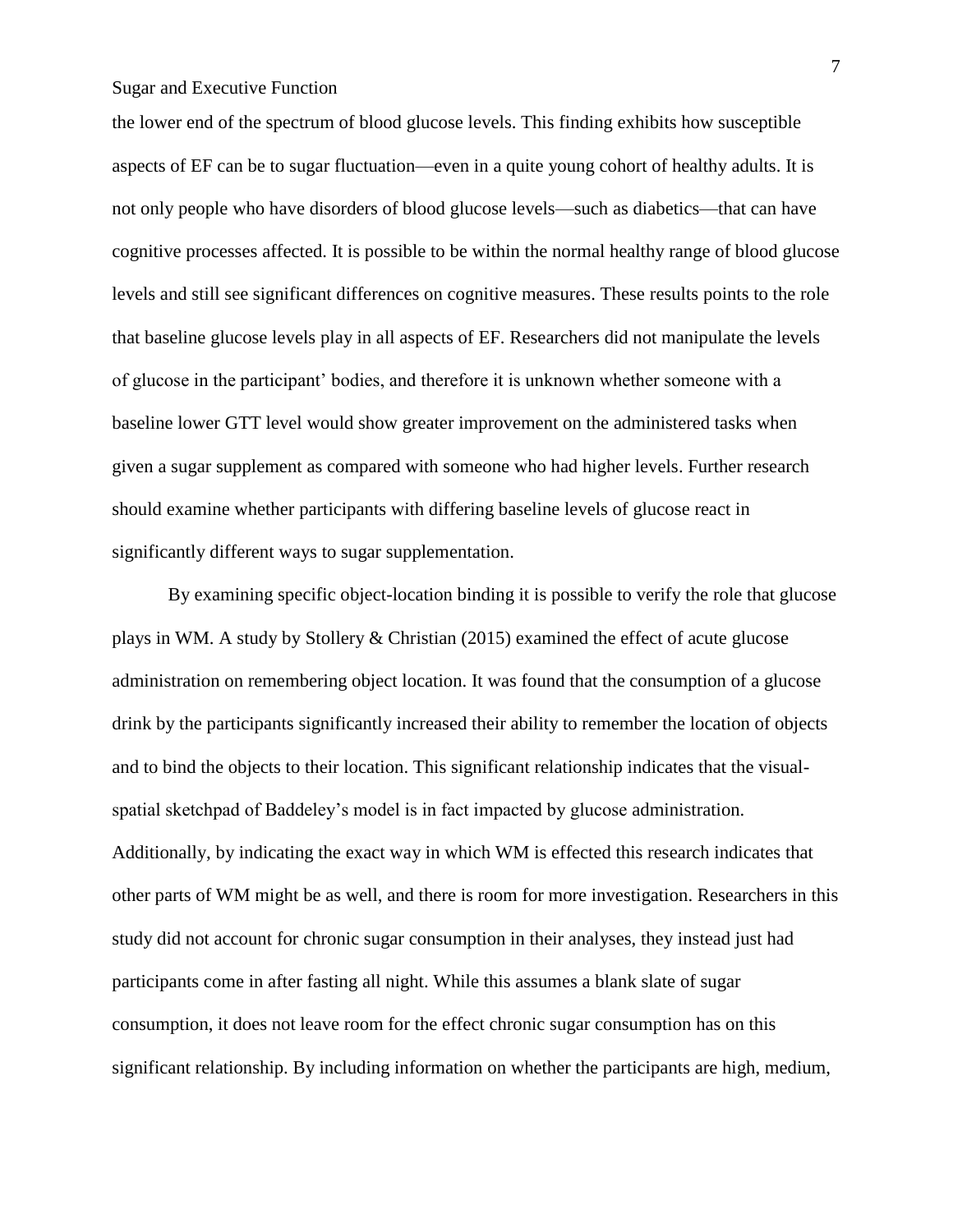the lower end of the spectrum of blood glucose levels. This finding exhibits how susceptible aspects of EF can be to sugar fluctuation—even in a quite young cohort of healthy adults. It is not only people who have disorders of blood glucose levels—such as diabetics—that can have cognitive processes affected. It is possible to be within the normal healthy range of blood glucose levels and still see significant differences on cognitive measures. These results points to the role that baseline glucose levels play in all aspects of EF. Researchers did not manipulate the levels of glucose in the participant' bodies, and therefore it is unknown whether someone with a baseline lower GTT level would show greater improvement on the administered tasks when given a sugar supplement as compared with someone who had higher levels. Further research should examine whether participants with differing baseline levels of glucose react in significantly different ways to sugar supplementation.

By examining specific object-location binding it is possible to verify the role that glucose plays in WM. A study by Stollery & Christian (2015) examined the effect of acute glucose administration on remembering object location. It was found that the consumption of a glucose drink by the participants significantly increased their ability to remember the location of objects and to bind the objects to their location. This significant relationship indicates that the visual-spatial sketchpad of Baddeley's model is in fact impacted by glucose administration. Additionally, by indicating the exact way in which WM is effected this research indicates that other parts of WM might be as well, and there is room for more investigation. Researchers in this study did not account for chronic sugar consumption in their analyses, they instead just had participants come in after fasting all night. While this assumes a blank slate of sugar consumption, it does not leave room for the effect chronic sugar consumption has on this significant relationship. By including information on whether the participants are high, medium,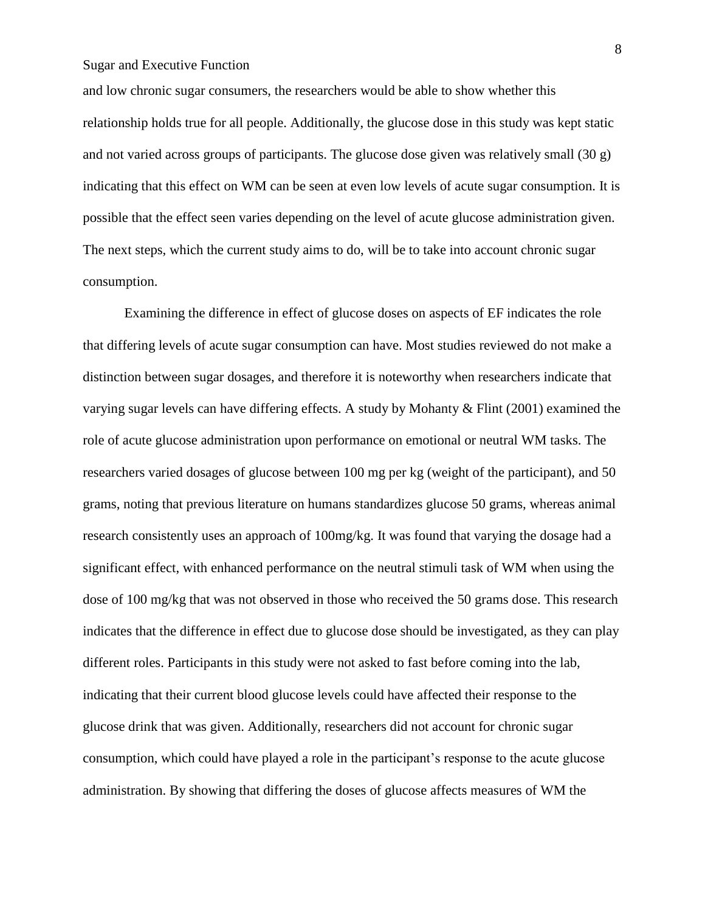and low chronic sugar consumers, the researchers would be able to show whether this relationship holds true for all people. Additionally, the glucose dose in this study was kept static and not varied across groups of participants. The glucose dose given was relatively small (30 g) indicating that this effect on WM can be seen at even low levels of acute sugar consumption. It is possible that the effect seen varies depending on the level of acute glucose administration given. The next steps, which the current study aims to do, will be to take into account chronic sugar consumption.

Examining the difference in effect of glucose doses on aspects of EF indicates the role that differing levels of acute sugar consumption can have. Most studies reviewed do not make a distinction between sugar dosages, and therefore it is noteworthy when researchers indicate that varying sugar levels can have differing effects. A study by Mohanty & Flint (2001) examined the role of acute glucose administration upon performance on emotional or neutral WM tasks. The researchers varied dosages of glucose between 100 mg per kg (weight of the participant), and 50 grams, noting that previous literature on humans standardizes glucose 50 grams, whereas animal research consistently uses an approach of 100mg/kg. It was found that varying the dosage had a significant effect, with enhanced performance on the neutral stimuli task of WM when using the dose of 100 mg/kg that was not observed in those who received the 50 grams dose. This research indicates that the difference in effect due to glucose dose should be investigated, as they can play different roles. Participants in this study were not asked to fast before coming into the lab, indicating that their current blood glucose levels could have affected their response to the glucose drink that was given. Additionally, researchers did not account for chronic sugar consumption, which could have played a role in the participant's response to the acute glucose administration. By showing that differing the doses of glucose affects measures of WM the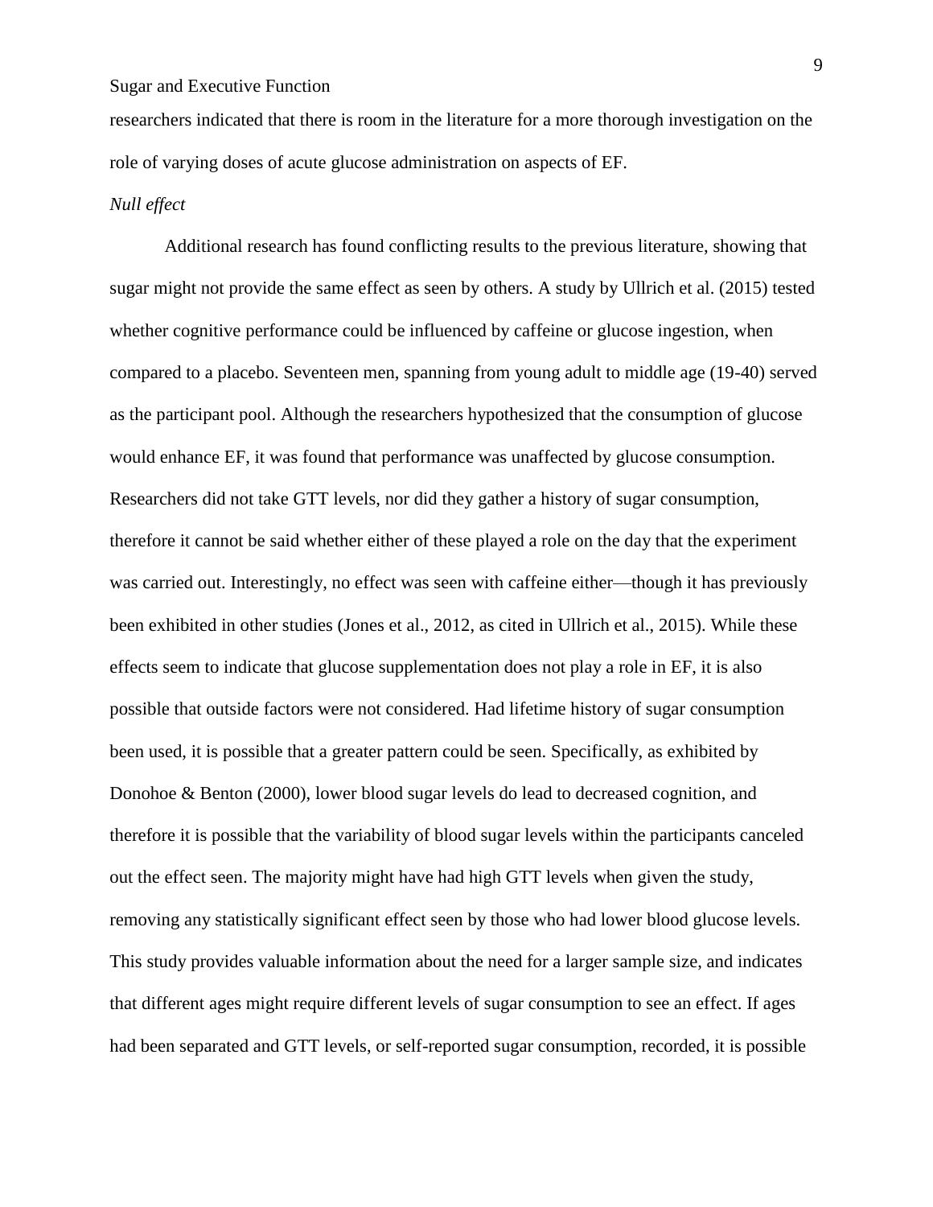researchers indicated that there is room in the literature for a more thorough investigation on the role of varying doses of acute glucose administration on aspects of EF.

*Null effect*

Additional research has found conflicting results to the previous literature, showing that sugar might not provide the same effect as seen by others. A study by Ullrich et al. (2015) tested whether cognitive performance could be influenced by caffeine or glucose ingestion, when compared to a placebo. Seventeen men, spanning from young adult to middle age (19-40) served as the participant pool. Although the researchers hypothesized that the consumption of glucose would enhance EF, it was found that performance was unaffected by glucose consumption. Researchers did not take GTT levels, nor did they gather a history of sugar consumption, therefore it cannot be said whether either of these played a role on the day that the experiment was carried out. Interestingly, no effect was seen with caffeine either—though it has previously been exhibited in other studies (Jones et al., 2012, as cited in Ullrich et al., 2015). While these effects seem to indicate that glucose supplementation does not play a role in EF, it is also possible that outside factors were not considered. Had lifetime history of sugar consumption been used, it is possible that a greater pattern could be seen. Specifically, as exhibited by Donohoe & Benton (2000), lower blood sugar levels do lead to decreased cognition, and therefore it is possible that the variability of blood sugar levels within the participants canceled out the effect seen. The majority might have had high GTT levels when given the study, removing any statistically significant effect seen by those who had lower blood glucose levels. This study provides valuable information about the need for a larger sample size, and indicates that different ages might require different levels of sugar consumption to see an effect. If ages had been separated and GTT levels, or self-reported sugar consumption, recorded, it is possible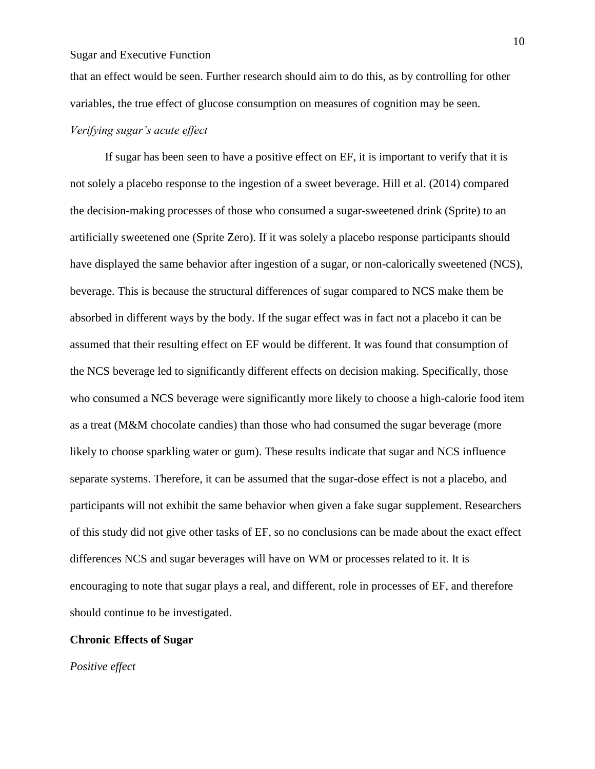that an effect would be seen. Further research should aim to do this, as by controlling for other variables, the true effect of glucose consumption on measures of cognition may be seen.

*Verifying sugar's acute effect*

If sugar has been seen to have a positive effect on EF, it is important to verify that it is not solely a placebo response to the ingestion of a sweet beverage. Hill et al. (2014) compared the decision-making processes of those who consumed a sugar-sweetened drink (Sprite) to an artificially sweetened one (Sprite Zero). If it was solely a placebo response participants should have displayed the same behavior after ingestion of a sugar, or non-calorically sweetened (NCS), beverage. This is because the structural differences of sugar compared to NCS make them be absorbed in different ways by the body. If the sugar effect was in fact not a placebo it can be assumed that their resulting effect on EF would be different. It was found that consumption of the NCS beverage led to significantly different effects on decision making. Specifically, those who consumed a NCS beverage were significantly more likely to choose a high-calorie food item as a treat (M&M chocolate candies) than those who had consumed the sugar beverage (more likely to choose sparkling water or gum). These results indicate that sugar and NCS influence separate systems. Therefore, it can be assumed that the sugar-dose effect is not a placebo, and participants will not exhibit the same behavior when given a fake sugar supplement. Researchers of this study did not give other tasks of EF, so no conclusions can be made about the exact effect differences NCS and sugar beverages will have on WM or processes related to it. It is encouraging to note that sugar plays a real, and different, role in processes of EF, and therefore should continue to be investigated.

**Chronic Effects of Sugar**

*Positive effect*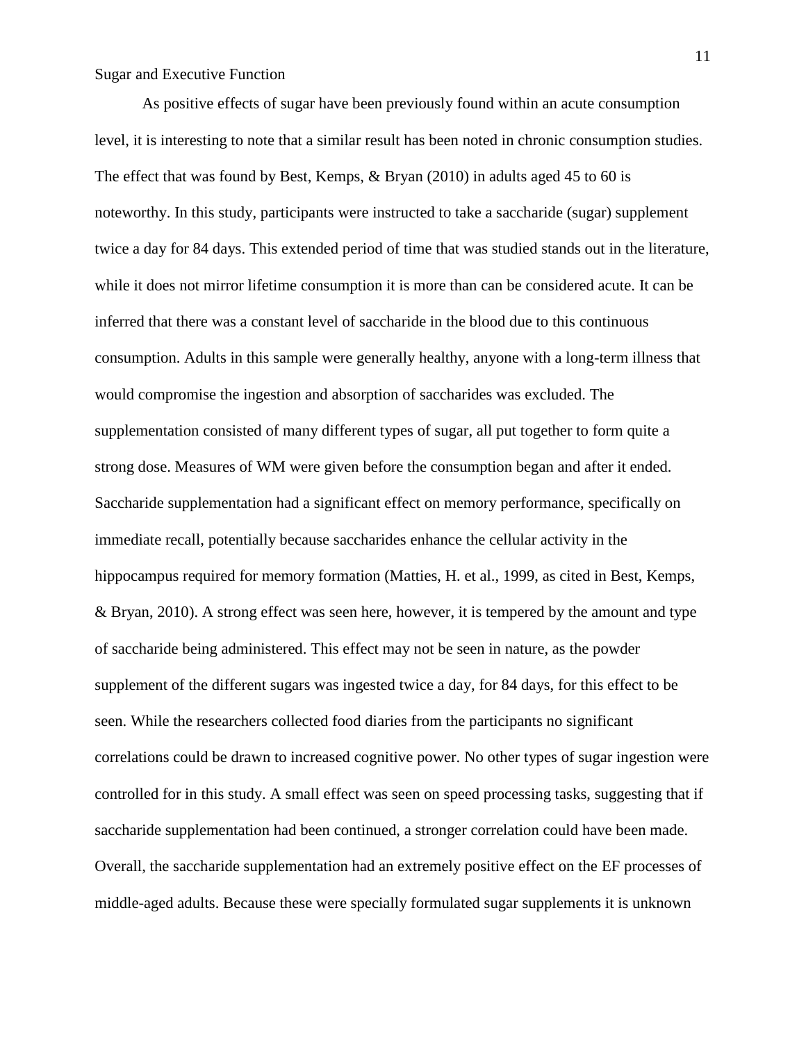As positive effects of sugar have been previously found within an acute consumption level, it is interesting to note that a similar result has been noted in chronic consumption studies. The effect that was found by Best, Kemps, & Bryan (2010) in adults aged 45 to 60 is noteworthy. In this study, participants were instructed to take a saccharide (sugar) supplement twice a day for 84 days. This extended period of time that was studied stands out in the literature, while it does not mirror lifetime consumption it is more than can be considered acute. It can be inferred that there was a constant level of saccharide in the blood due to this continuous consumption. Adults in this sample were generally healthy, anyone with a long-term illness that would compromise the ingestion and absorption of saccharides was excluded. The supplementation consisted of many different types of sugar, all put together to form quite a strong dose. Measures of WM were given before the consumption began and after it ended. Saccharide supplementation had a significant effect on memory performance, specifically on immediate recall, potentially because saccharides enhance the cellular activity in the hippocampus required for memory formation (Matties, H. et al., 1999, as cited in Best, Kemps, & Bryan, 2010). A strong effect was seen here, however, it is tempered by the amount and type of saccharide being administered. This effect may not be seen in nature, as the powder supplement of the different sugars was ingested twice a day, for 84 days, for this effect to be seen. While the researchers collected food diaries from the participants no significant correlations could be drawn to increased cognitive power. No other types of sugar ingestion were controlled for in this study. A small effect was seen on speed processing tasks, suggesting that if saccharide supplementation had been continued, a stronger correlation could have been made. Overall, the saccharide supplementation had an extremely positive effect on the EF processes of middle-aged adults. Because these were specially formulated sugar supplements it is unknown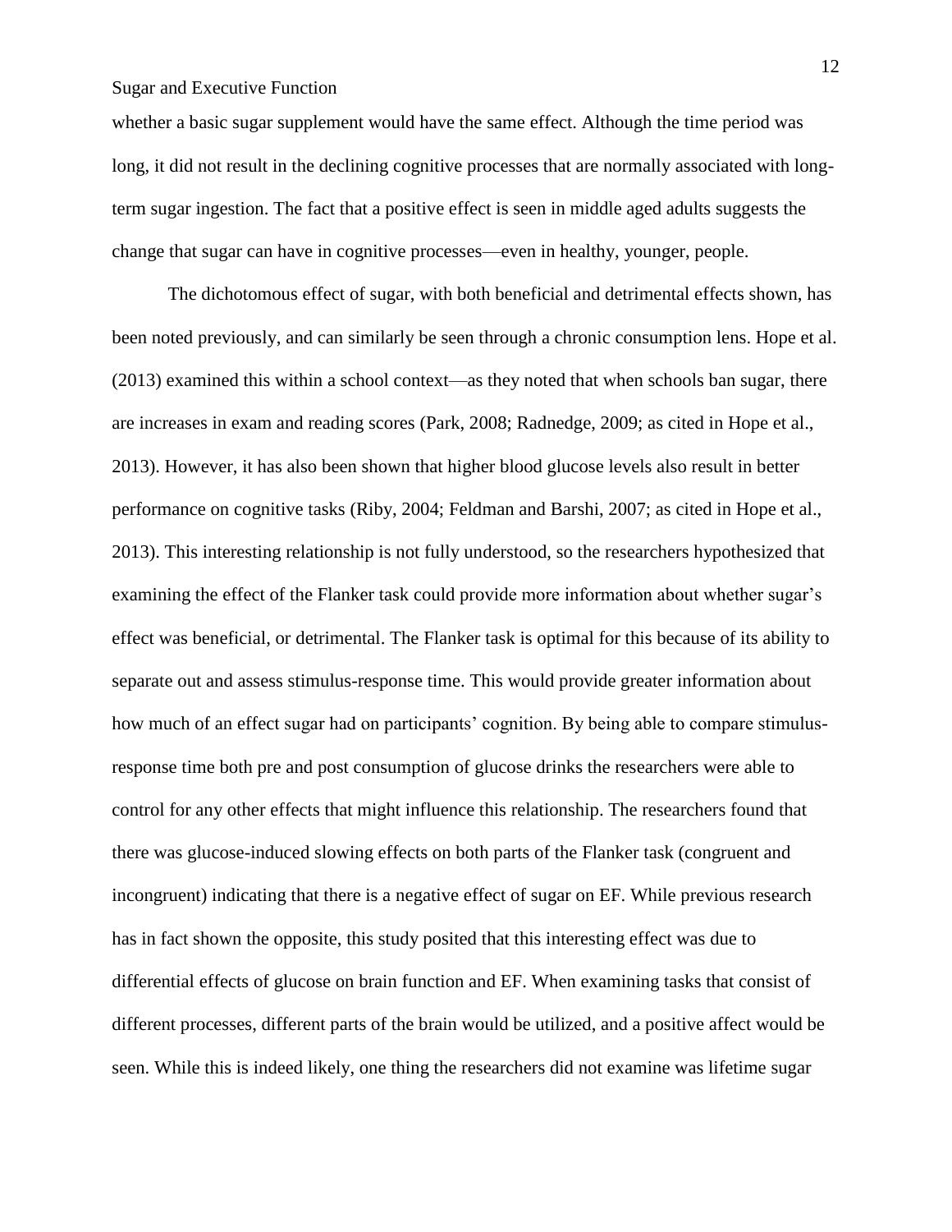whether a basic sugar supplement would have the same effect. Although the time period was long, it did not result in the declining cognitive processes that are normally associated with long-term sugar ingestion. The fact that a positive effect is seen in middle aged adults suggests the change that sugar can have in cognitive processes—even in healthy, younger, people.

The dichotomous effect of sugar, with both beneficial and detrimental effects shown, has been noted previously, and can similarly be seen through a chronic consumption lens. Hope et al. (2013) examined this within a school context—as they noted that when schools ban sugar, there are increases in exam and reading scores (Park, 2008; Radnedge, 2009; as cited in Hope et al., 2013). However, it has also been shown that higher blood glucose levels also result in better performance on cognitive tasks (Riby, 2004; Feldman and Barshi, 2007; as cited in Hope et al., 2013). This interesting relationship is not fully understood, so the researchers hypothesized that examining the effect of the Flanker task could provide more information about whether sugar's effect was beneficial, or detrimental. The Flanker task is optimal for this because of its ability to separate out and assess stimulus-response time. This would provide greater information about how much of an effect sugar had on participants' cognition. By being able to compare stimulus-response time both pre and post consumption of glucose drinks the researchers were able to control for any other effects that might influence this relationship. The researchers found that there was glucose-induced slowing effects on both parts of the Flanker task (congruent and incongruent) indicating that there is a negative effect of sugar on EF. While previous research has in fact shown the opposite, this study posited that this interesting effect was due to differential effects of glucose on brain function and EF. When examining tasks that consist of different processes, different parts of the brain would be utilized, and a positive affect would be seen. While this is indeed likely, one thing the researchers did not examine was lifetime sugar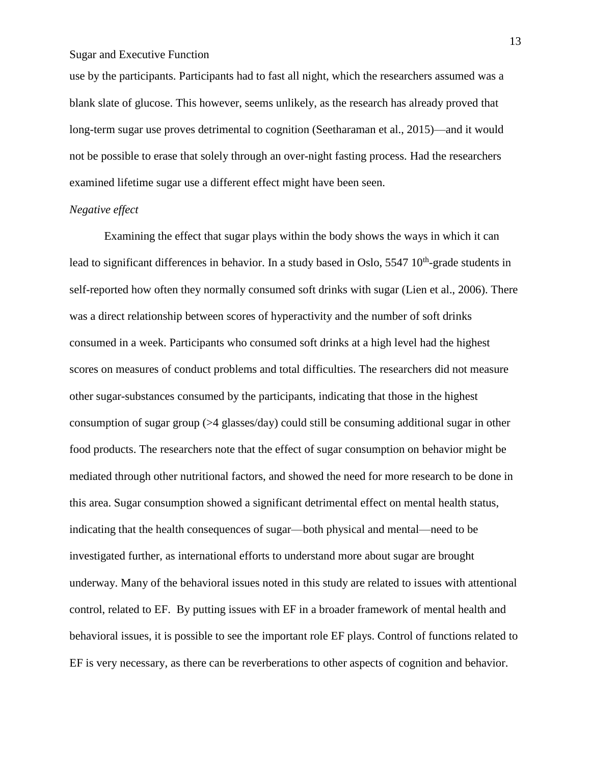use by the participants. Participants had to fast all night, which the researchers assumed was a blank slate of glucose. This however, seems unlikely, as the research has already proved that long-term sugar use proves detrimental to cognition (Seetharaman et al., 2015)—and it would not be possible to erase that solely through an over-night fasting process. Had the researchers examined lifetime sugar use a different effect might have been seen.

*Negative effect*

Examining the effect that sugar plays within the body shows the ways in which it can lead to significant differences in behavior. In a study based in Oslo, 5547 10th-grade students in self-reported how often they normally consumed soft drinks with sugar (Lien et al., 2006). There was a direct relationship between scores of hyperactivity and the number of soft drinks consumed in a week. Participants who consumed soft drinks at a high level had the highest scores on measures of conduct problems and total difficulties. The researchers did not measure other sugar-substances consumed by the participants, indicating that those in the highest consumption of sugar group (>4 glasses/day) could still be consuming additional sugar in other food products. The researchers note that the effect of sugar consumption on behavior might be mediated through other nutritional factors, and showed the need for more research to be done in this area. Sugar consumption showed a significant detrimental effect on mental health status, indicating that the health consequences of sugar—both physical and mental—need to be investigated further, as international efforts to understand more about sugar are brought underway. Many of the behavioral issues noted in this study are related to issues with attentional control, related to EF. By putting issues with EF in a broader framework of mental health and behavioral issues, it is possible to see the important role EF plays. Control of functions related to EF is very necessary, as there can be reverberations to other aspects of cognition and behavior.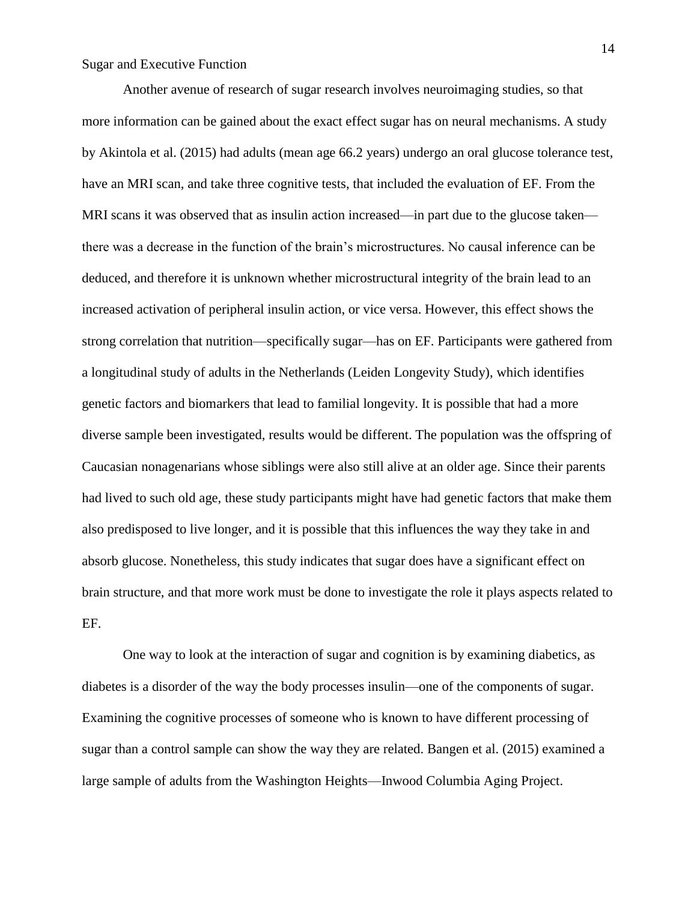Another avenue of research of sugar research involves neuroimaging studies, so that more information can be gained about the exact effect sugar has on neural mechanisms. A study by Akintola et al. (2015) had adults (mean age 66.2 years) undergo an oral glucose tolerance test, have an MRI scan, and take three cognitive tests, that included the evaluation of EF. From the MRI scans it was observed that as insulin action increased—in part due to the glucose taken—there was a decrease in the function of the brain's microstructures. No causal inference can be deduced, and therefore it is unknown whether microstructural integrity of the brain lead to an increased activation of peripheral insulin action, or vice versa. However, this effect shows the strong correlation that nutrition—specifically sugar—has on EF. Participants were gathered from a longitudinal study of adults in the Netherlands (Leiden Longevity Study), which identifies genetic factors and biomarkers that lead to familial longevity. It is possible that had a more diverse sample been investigated, results would be different. The population was the offspring of Caucasian nonagenarians whose siblings were also still alive at an older age. Since their parents had lived to such old age, these study participants might have had genetic factors that make them also predisposed to live longer, and it is possible that this influences the way they take in and absorb glucose. Nonetheless, this study indicates that sugar does have a significant effect on brain structure, and that more work must be done to investigate the role it plays aspects related to EF.

One way to look at the interaction of sugar and cognition is by examining diabetics, as diabetes is a disorder of the way the body processes insulin—one of the components of sugar. Examining the cognitive processes of someone who is known to have different processing of sugar than a control sample can show the way they are related. Bangen et al. (2015) examined a large sample of adults from the Washington Heights—Inwood Columbia Aging Project.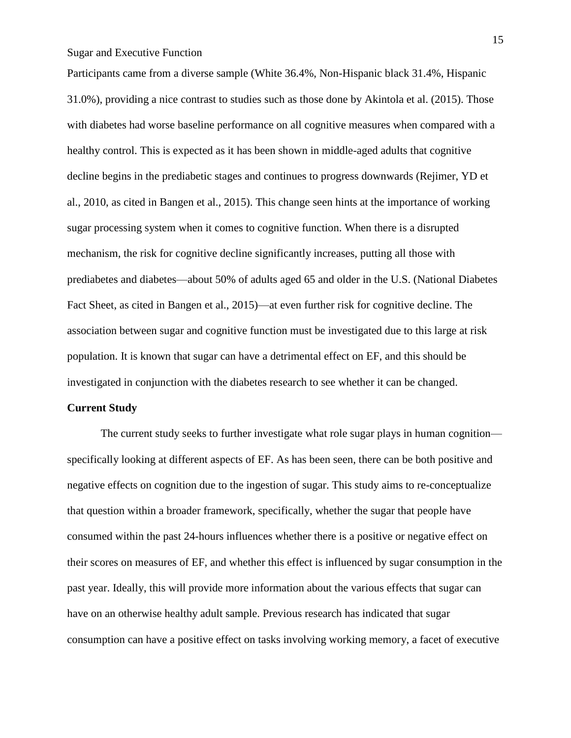Participants came from a diverse sample (White 36.4%, Non-Hispanic black 31.4%, Hispanic 31.0%), providing a nice contrast to studies such as those done by Akintola et al. (2015). Those with diabetes had worse baseline performance on all cognitive measures when compared with a healthy control. This is expected as it has been shown in middle-aged adults that cognitive decline begins in the prediabetic stages and continues to progress downwards (Rejimer, YD et al., 2010, as cited in Bangen et al., 2015). This change seen hints at the importance of working sugar processing system when it comes to cognitive function. When there is a disrupted mechanism, the risk for cognitive decline significantly increases, putting all those with prediabetes and diabetes—about 50% of adults aged 65 and older in the U.S. (National Diabetes Fact Sheet, as cited in Bangen et al., 2015)—at even further risk for cognitive decline. The association between sugar and cognitive function must be investigated due to this large at risk population. It is known that sugar can have a detrimental effect on EF, and this should be investigated in conjunction with the diabetes research to see whether it can be changed.

**Current Study**

The current study seeks to further investigate what role sugar plays in human cognition—specifically looking at different aspects of EF. As has been seen, there can be both positive and negative effects on cognition due to the ingestion of sugar. This study aims to re-conceptualize that question within a broader framework, specifically, whether the sugar that people have consumed within the past 24-hours influences whether there is a positive or negative effect on their scores on measures of EF, and whether this effect is influenced by sugar consumption in the past year. Ideally, this will provide more information about the various effects that sugar can have on an otherwise healthy adult sample. Previous research has indicated that sugar consumption can have a positive effect on tasks involving working memory, a facet of executive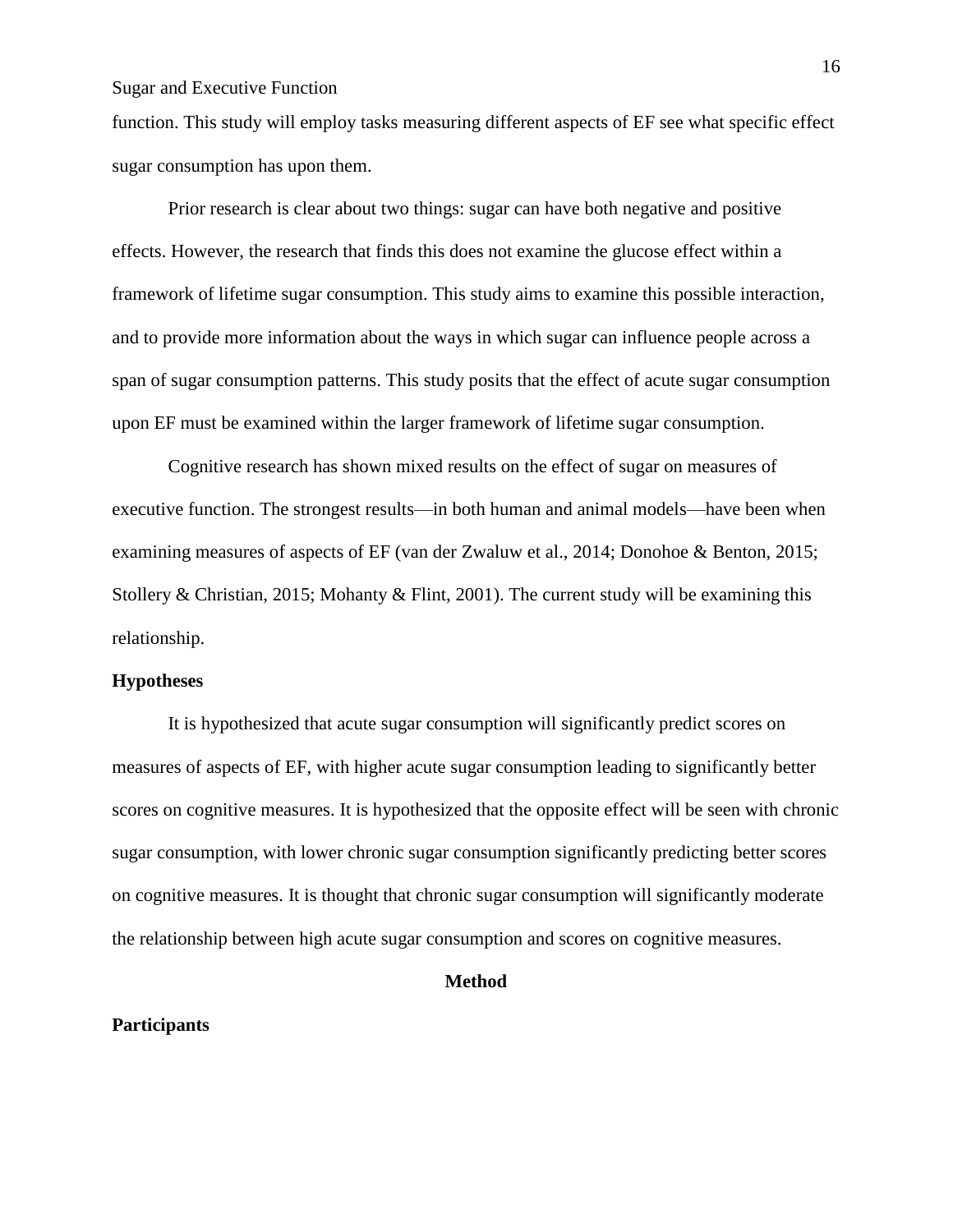function. This study will employ tasks measuring different aspects of EF see what specific effect sugar consumption has upon them.

Prior research is clear about two things: sugar can have both negative and positive effects. However, the research that finds this does not examine the glucose effect within a framework of lifetime sugar consumption. This study aims to examine this possible interaction, and to provide more information about the ways in which sugar can influence people across a span of sugar consumption patterns. This study posits that the effect of acute sugar consumption upon EF must be examined within the larger framework of lifetime sugar consumption.

Cognitive research has shown mixed results on the effect of sugar on measures of executive function. The strongest results—in both human and animal models—have been when examining measures of aspects of EF (van der Zwaluw et al., 2014; Donohoe & Benton, 2015; Stollery & Christian, 2015; Mohanty & Flint, 2001). The current study will be examining this relationship.

## Hypotheses

It is hypothesized that acute sugar consumption will significantly predict scores on measures of aspects of EF, with higher acute sugar consumption leading to significantly better scores on cognitive measures. It is hypothesized that the opposite effect will be seen with chronic sugar consumption, with lower chronic sugar consumption significantly predicting better scores on cognitive measures. It is thought that chronic sugar consumption will significantly moderate the relationship between high acute sugar consumption and scores on cognitive measures.

# Method

## Participants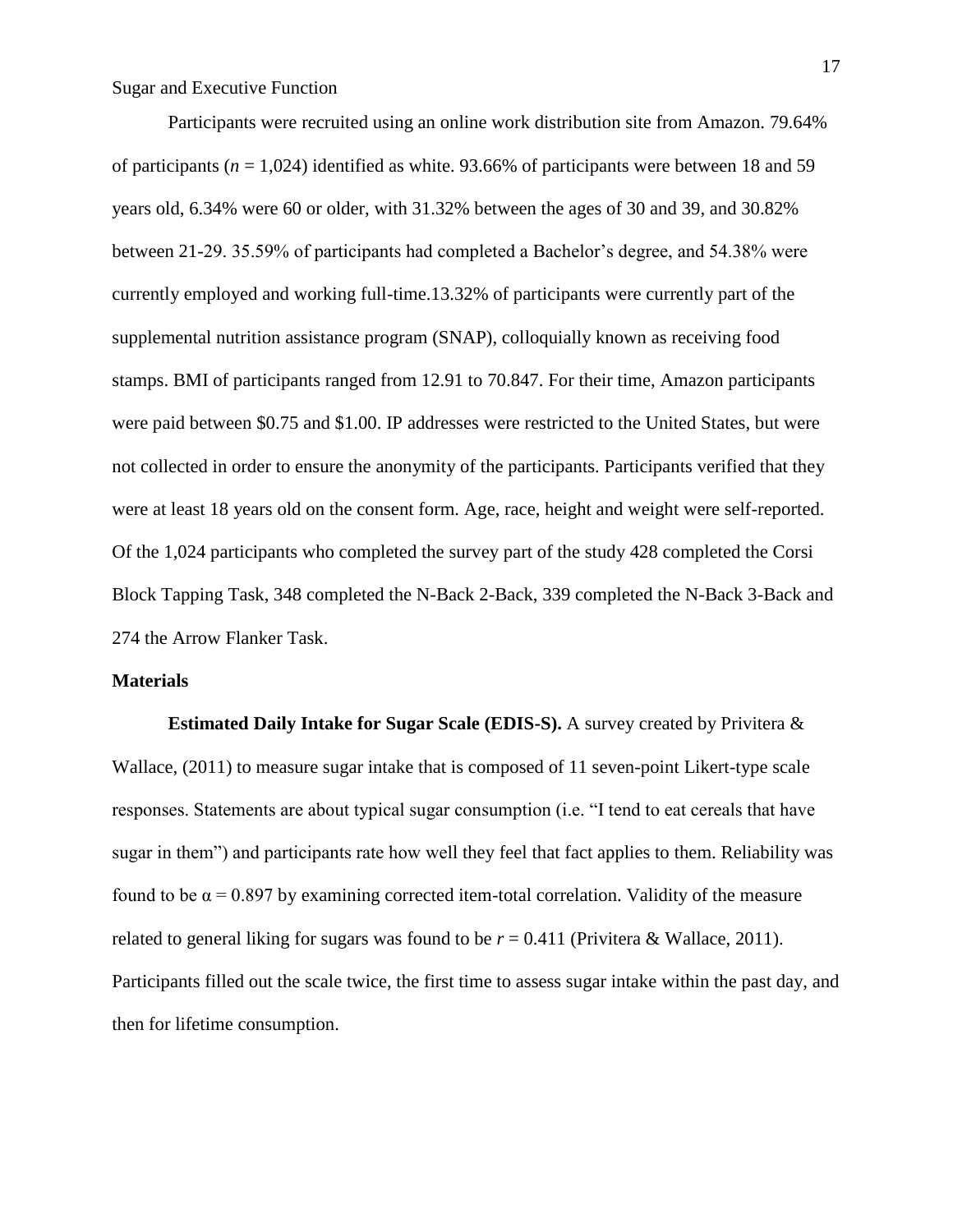Participants were recruited using an online work distribution site from Amazon. 79.64% of participants (*n* = 1,024) identified as white. 93.66% of participants were between 18 and 59 years old, 6.34% were 60 or older, with 31.32% between the ages of 30 and 39, and 30.82% between 21-29. 35.59% of participants had completed a Bachelor's degree, and 54.38% were currently employed and working full-time.13.32% of participants were currently part of the supplemental nutrition assistance program (SNAP), colloquially known as receiving food stamps. BMI of participants ranged from 12.91 to 70.847. For their time, Amazon participants were paid between $0.75 and $1.00. IP addresses were restricted to the United States, but were not collected in order to ensure the anonymity of the participants. Participants verified that they were at least 18 years old on the consent form. Age, race, height and weight were self-reported. Of the 1,024 participants who completed the survey part of the study 428 completed the Corsi Block Tapping Task, 348 completed the N-Back 2-Back, 339 completed the N-Back 3-Back and 274 the Arrow Flanker Task.

## Materials

**Estimated Daily Intake for Sugar Scale (EDIS-S).** A survey created by Privitera & Wallace, (2011) to measure sugar intake that is composed of 11 seven-point Likert-type scale responses. Statements are about typical sugar consumption (i.e. "I tend to eat cereals that have sugar in them") and participants rate how well they feel that fact applies to them. Reliability was found to be $\alpha = 0.897$ by examining corrected item-total correlation. Validity of the measure related to general liking for sugars was found to be $r = 0.411$ (Privitera & Wallace, 2011). Participants filled out the scale twice, the first time to assess sugar intake within the past day, and then for lifetime consumption.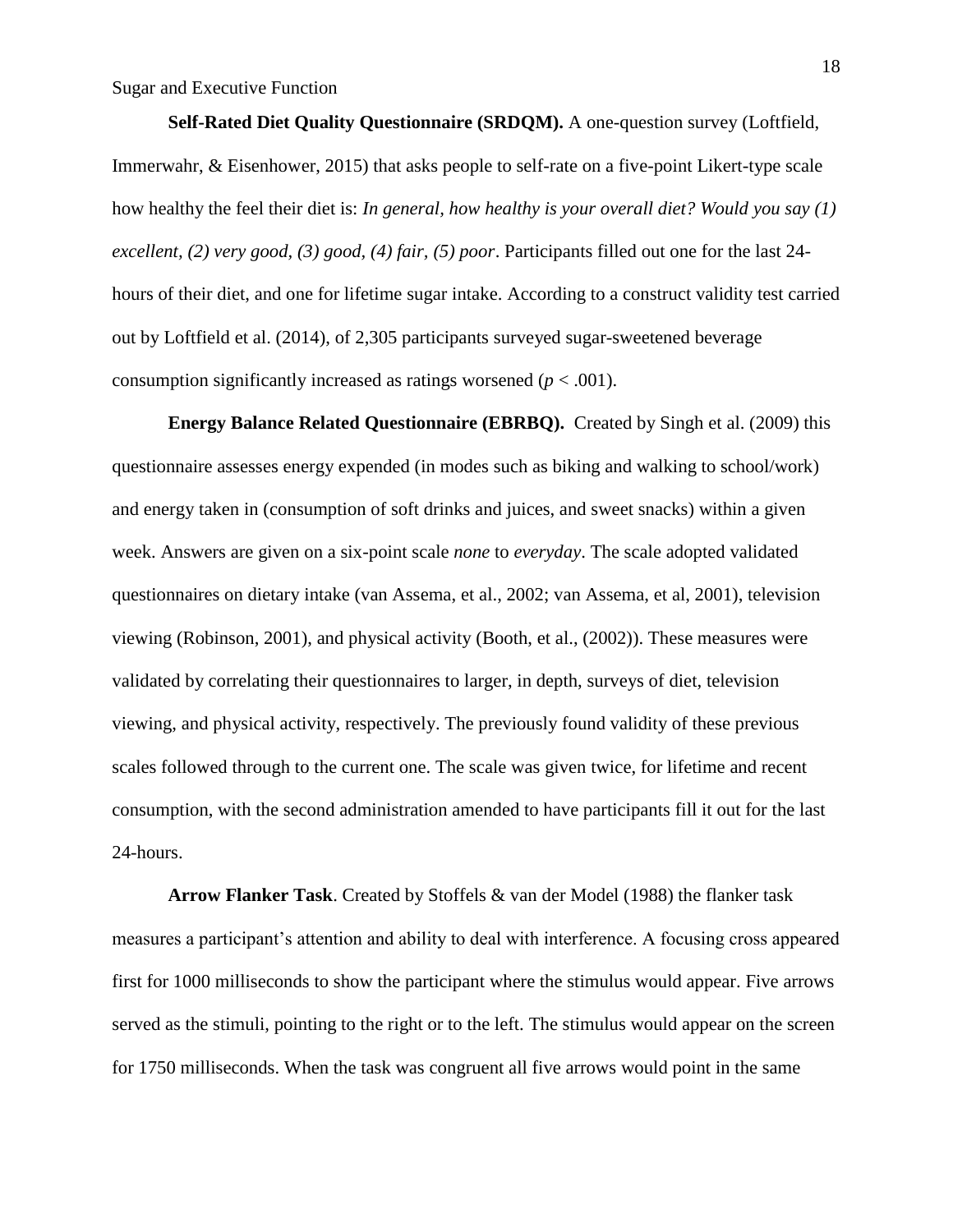**Self-Rated Diet Quality Questionnaire (SRDQM).** A one-question survey (Loftfield, Immerwahr, & Eisenhower, 2015) that asks people to self-rate on a five-point Likert-type scale how healthy the feel their diet is: *In general, how healthy is your overall diet? Would you say (1) excellent, (2) very good, (3) good, (4) fair, (5) poor*. Participants filled out one for the last 24-hours of their diet, and one for lifetime sugar intake. According to a construct validity test carried out by Loftfield et al. (2014), of 2,305 participants surveyed sugar-sweetened beverage consumption significantly increased as ratings worsened ($p < .001$).

**Energy Balance Related Questionnaire (EBRBQ).** Created by Singh et al. (2009) this questionnaire assesses energy expended (in modes such as biking and walking to school/work) and energy taken in (consumption of soft drinks and juices, and sweet snacks) within a given week. Answers are given on a six-point scale *none* to *everyday*. The scale adopted validated questionnaires on dietary intake (van Assema, et al., 2002; van Assema, et al, 2001), television viewing (Robinson, 2001), and physical activity (Booth, et al., (2002)). These measures were validated by correlating their questionnaires to larger, in depth, surveys of diet, television viewing, and physical activity, respectively. The previously found validity of these previous scales followed through to the current one. The scale was given twice, for lifetime and recent consumption, with the second administration amended to have participants fill it out for the last 24-hours.

**Arrow Flanker Task**. Created by Stoffels & van der Model (1988) the flanker task measures a participant's attention and ability to deal with interference. A focusing cross appeared first for 1000 milliseconds to show the participant where the stimulus would appear. Five arrows served as the stimuli, pointing to the right or to the left. The stimulus would appear on the screen for 1750 milliseconds. When the task was congruent all five arrows would point in the same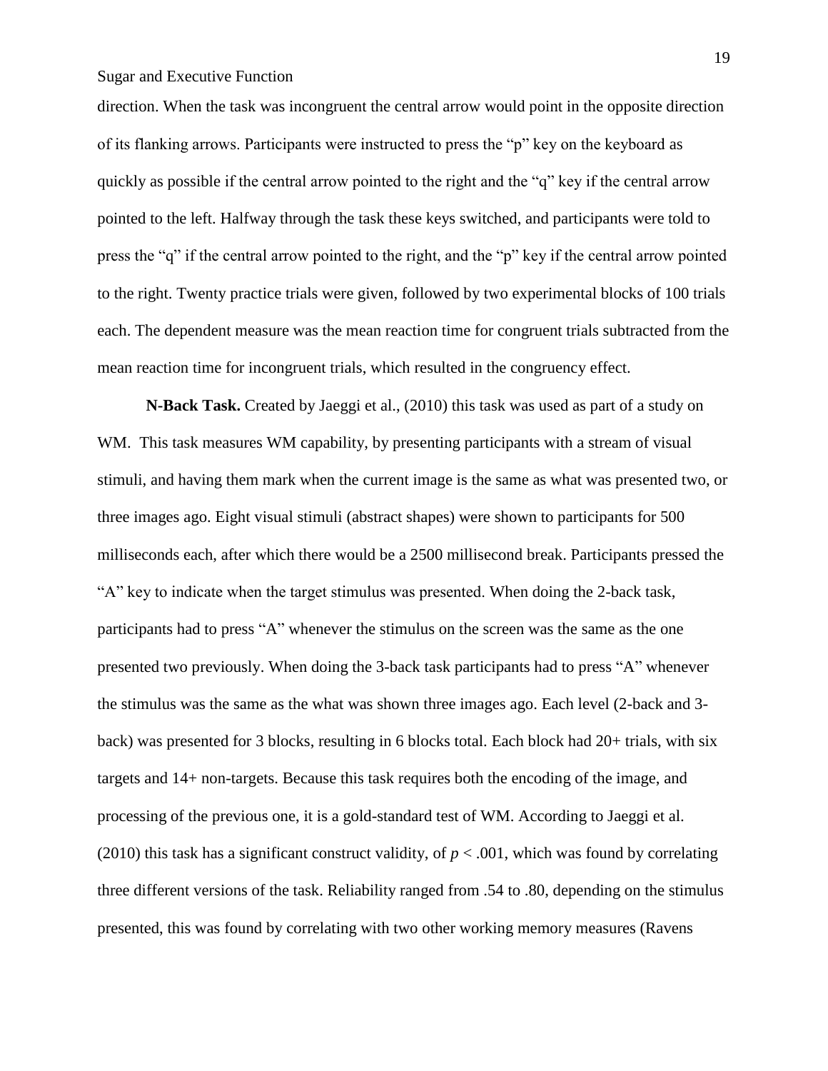direction. When the task was incongruent the central arrow would point in the opposite direction of its flanking arrows. Participants were instructed to press the "p" key on the keyboard as quickly as possible if the central arrow pointed to the right and the "q" key if the central arrow pointed to the left. Halfway through the task these keys switched, and participants were told to press the "q" if the central arrow pointed to the right, and the "p" key if the central arrow pointed to the right. Twenty practice trials were given, followed by two experimental blocks of 100 trials each. The dependent measure was the mean reaction time for congruent trials subtracted from the mean reaction time for incongruent trials, which resulted in the congruency effect.

**N-Back Task.** Created by Jaeggi et al., (2010) this task was used as part of a study on WM. This task measures WM capability, by presenting participants with a stream of visual stimuli, and having them mark when the current image is the same as what was presented two, or three images ago. Eight visual stimuli (abstract shapes) were shown to participants for 500 milliseconds each, after which there would be a 2500 millisecond break. Participants pressed the "A" key to indicate when the target stimulus was presented. When doing the 2-back task, participants had to press "A" whenever the stimulus on the screen was the same as the one presented two previously. When doing the 3-back task participants had to press "A" whenever the stimulus was the same as the what was shown three images ago. Each level (2-back and 3-back) was presented for 3 blocks, resulting in 6 blocks total. Each block had 20+ trials, with six targets and 14+ non-targets. Because this task requires both the encoding of the image, and processing of the previous one, it is a gold-standard test of WM. According to Jaeggi et al. (2010) this task has a significant construct validity, of $p < .001$, which was found by correlating three different versions of the task. Reliability ranged from .54 to .80, depending on the stimulus presented, this was found by correlating with two other working memory measures (Ravens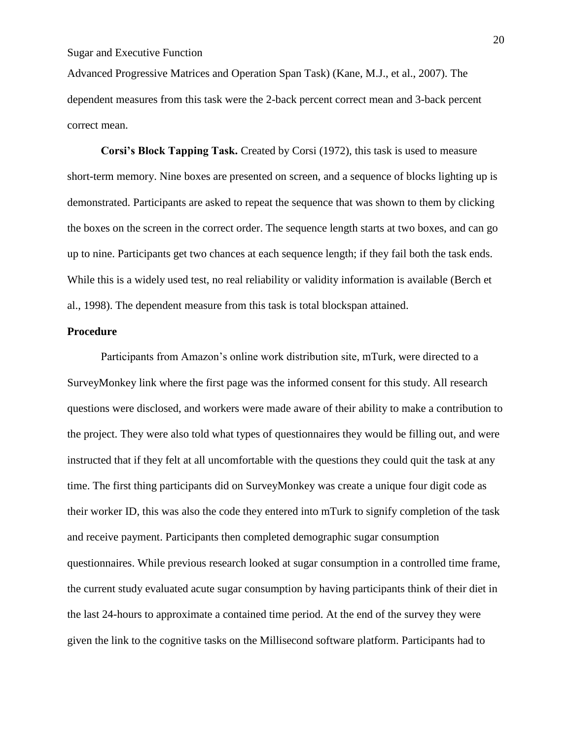Advanced Progressive Matrices and Operation Span Task) (Kane, M.J., et al., 2007). The dependent measures from this task were the 2-back percent correct mean and 3-back percent correct mean.

**Corsi's Block Tapping Task.** Created by Corsi (1972), this task is used to measure short-term memory. Nine boxes are presented on screen, and a sequence of blocks lighting up is demonstrated. Participants are asked to repeat the sequence that was shown to them by clicking the boxes on the screen in the correct order. The sequence length starts at two boxes, and can go up to nine. Participants get two chances at each sequence length; if they fail both the task ends. While this is a widely used test, no real reliability or validity information is available (Berch et al., 1998). The dependent measure from this task is total blockspan attained.

## Procedure

Participants from Amazon's online work distribution site, mTurk, were directed to a SurveyMonkey link where the first page was the informed consent for this study. All research questions were disclosed, and workers were made aware of their ability to make a contribution to the project. They were also told what types of questionnaires they would be filling out, and were instructed that if they felt at all uncomfortable with the questions they could quit the task at any time. The first thing participants did on SurveyMonkey was create a unique four digit code as their worker ID, this was also the code they entered into mTurk to signify completion of the task and receive payment. Participants then completed demographic sugar consumption questionnaires. While previous research looked at sugar consumption in a controlled time frame, the current study evaluated acute sugar consumption by having participants think of their diet in the last 24-hours to approximate a contained time period. At the end of the survey they were given the link to the cognitive tasks on the Millisecond software platform. Participants had to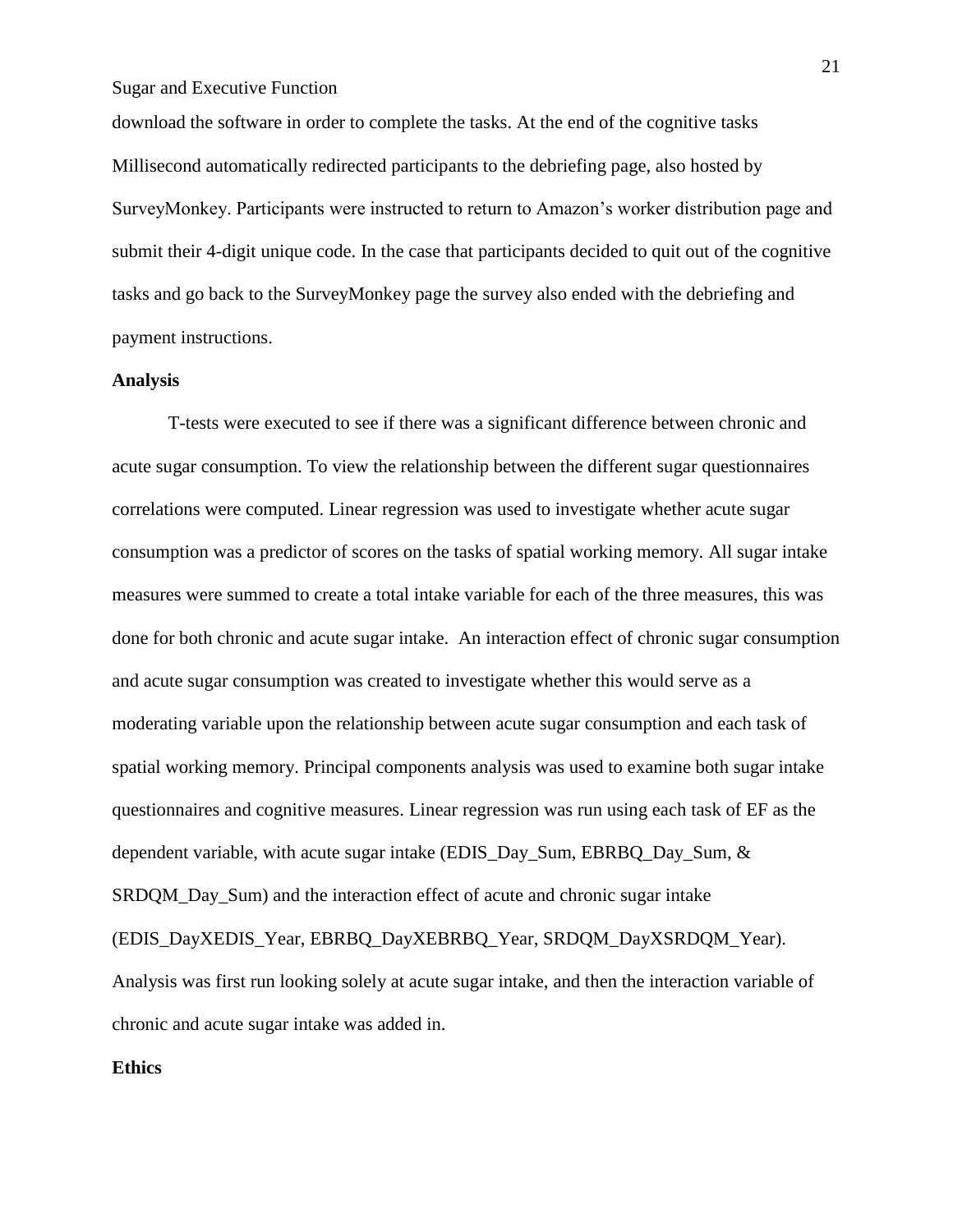download the software in order to complete the tasks. At the end of the cognitive tasks Millisecond automatically redirected participants to the debriefing page, also hosted by SurveyMonkey. Participants were instructed to return to Amazon's worker distribution page and submit their 4-digit unique code. In the case that participants decided to quit out of the cognitive tasks and go back to the SurveyMonkey page the survey also ended with the debriefing and payment instructions.

**Analysis**

T-tests were executed to see if there was a significant difference between chronic and acute sugar consumption. To view the relationship between the different sugar questionnaires correlations were computed. Linear regression was used to investigate whether acute sugar consumption was a predictor of scores on the tasks of spatial working memory. All sugar intake measures were summed to create a total intake variable for each of the three measures, this was done for both chronic and acute sugar intake. An interaction effect of chronic sugar consumption and acute sugar consumption was created to investigate whether this would serve as a moderating variable upon the relationship between acute sugar consumption and each task of spatial working memory. Principal components analysis was used to examine both sugar intake questionnaires and cognitive measures. Linear regression was run using each task of EF as the dependent variable, with acute sugar intake (EDIS_Day_Sum, EBRBQ_Day_Sum, & SRDQM_Day_Sum) and the interaction effect of acute and chronic sugar intake (EDIS_DayXEDIS_Year, EBRBQ_DayXEBRBQ_Year, SRDQM_DayXSRDQM_Year). Analysis was first run looking solely at acute sugar intake, and then the interaction variable of chronic and acute sugar intake was added in.

**Ethics**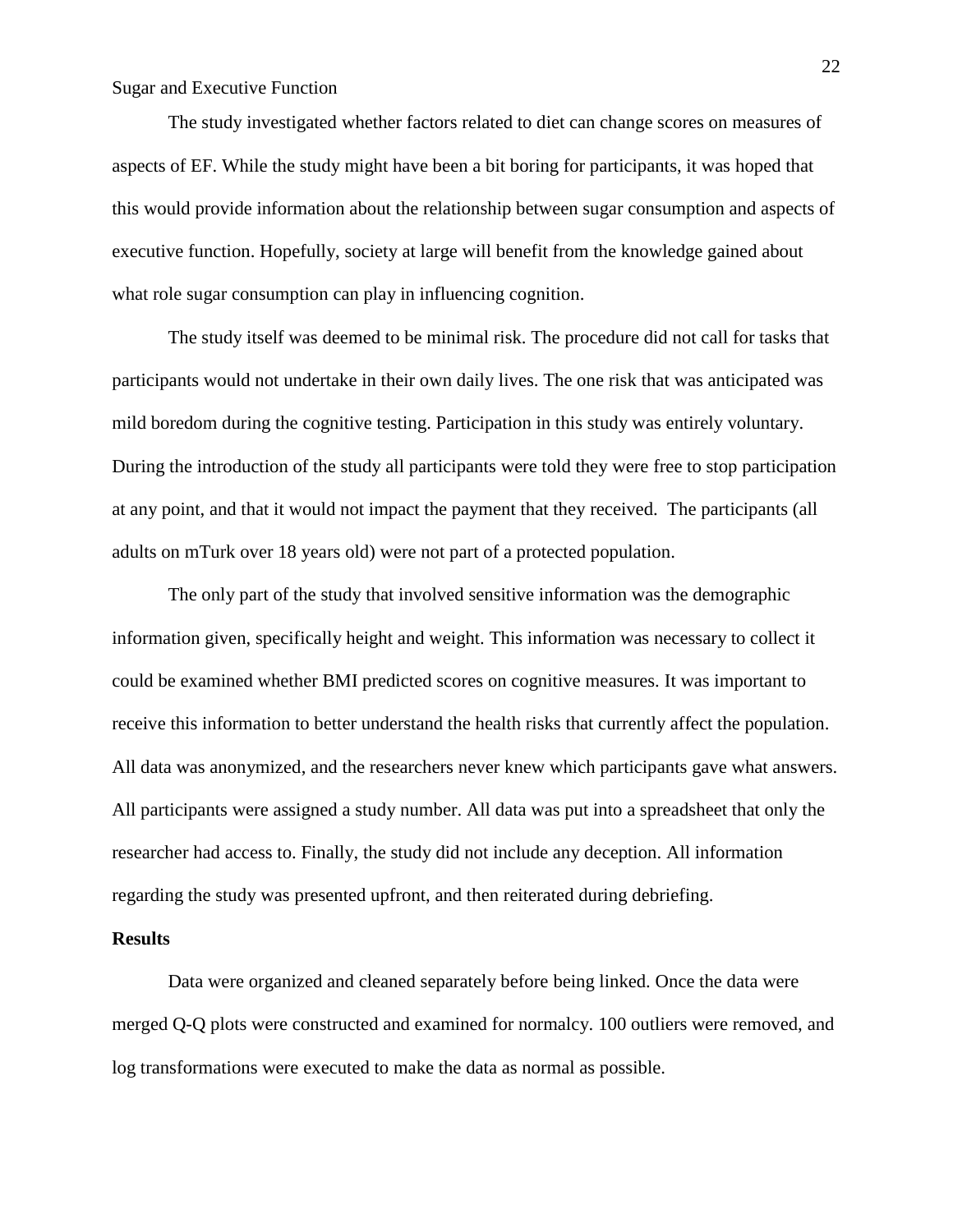The study investigated whether factors related to diet can change scores on measures of aspects of EF. While the study might have been a bit boring for participants, it was hoped that this would provide information about the relationship between sugar consumption and aspects of executive function. Hopefully, society at large will benefit from the knowledge gained about what role sugar consumption can play in influencing cognition.

The study itself was deemed to be minimal risk. The procedure did not call for tasks that participants would not undertake in their own daily lives. The one risk that was anticipated was mild boredom during the cognitive testing. Participation in this study was entirely voluntary. During the introduction of the study all participants were told they were free to stop participation at any point, and that it would not impact the payment that they received. The participants (all adults on mTurk over 18 years old) were not part of a protected population.

The only part of the study that involved sensitive information was the demographic information given, specifically height and weight. This information was necessary to collect it could be examined whether BMI predicted scores on cognitive measures. It was important to receive this information to better understand the health risks that currently affect the population. All data was anonymized, and the researchers never knew which participants gave what answers. All participants were assigned a study number. All data was put into a spreadsheet that only the researcher had access to. Finally, the study did not include any deception. All information regarding the study was presented upfront, and then reiterated during debriefing.

**Results**

Data were organized and cleaned separately before being linked. Once the data were merged Q-Q plots were constructed and examined for normalcy. 100 outliers were removed, and log transformations were executed to make the data as normal as possible.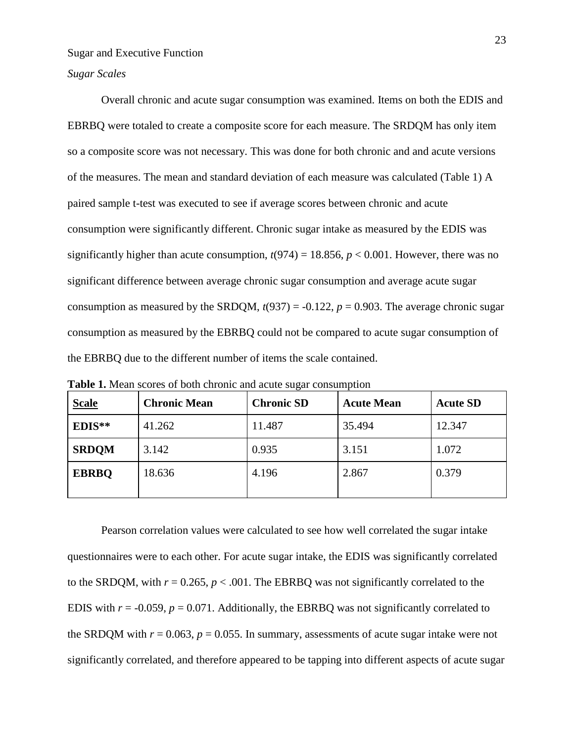*Sugar Scales*

Overall chronic and acute sugar consumption was examined. Items on both the EDIS and EBRBQ were totaled to create a composite score for each measure. The SRDQM has only item so a composite score was not necessary. This was done for both chronic and and acute versions of the measures. The mean and standard deviation of each measure was calculated (Table 1) A paired sample t-test was executed to see if average scores between chronic and acute consumption were significantly different. Chronic sugar intake as measured by the EDIS was significantly higher than acute consumption, $t(974) = 18.856$, $p < 0.001$. However, there was no significant difference between average chronic sugar consumption and average acute sugar consumption as measured by the SRDQM, $t(937) = -0.122$, $p = 0.903$. The average chronic sugar consumption as measured by the EBRBQ could not be compared to acute sugar consumption of the EBRBQ due to the different number of items the scale contained.

**Table 1.** Mean scores of both chronic and acute sugar consumption

| Scale | Chronic Mean | Chronic SD | Acute Mean | Acute SD |
| --- | --- | --- | --- | --- |
| **EDIS\*\*** | 41.262 | 11.487 | 35.494 | 12.347 |
| **SRDQM** | 3.142 | 0.935 | 3.151 | 1.072 |
| **EBRBQ** | 18.636 | 4.196 | 2.867 | 0.379 |

Pearson correlation values were calculated to see how well correlated the sugar intake questionnaires were to each other. For acute sugar intake, the EDIS was significantly correlated to the SRDQM, with $r = 0.265$, $p < .001$. The EBRBQ was not significantly correlated to the EDIS with $r = -0.059$, $p = 0.071$. Additionally, the EBRBQ was not significantly correlated to the SRDQM with $r = 0.063$, $p = 0.055$. In summary, assessments of acute sugar intake were not significantly correlated, and therefore appeared to be tapping into different aspects of acute sugar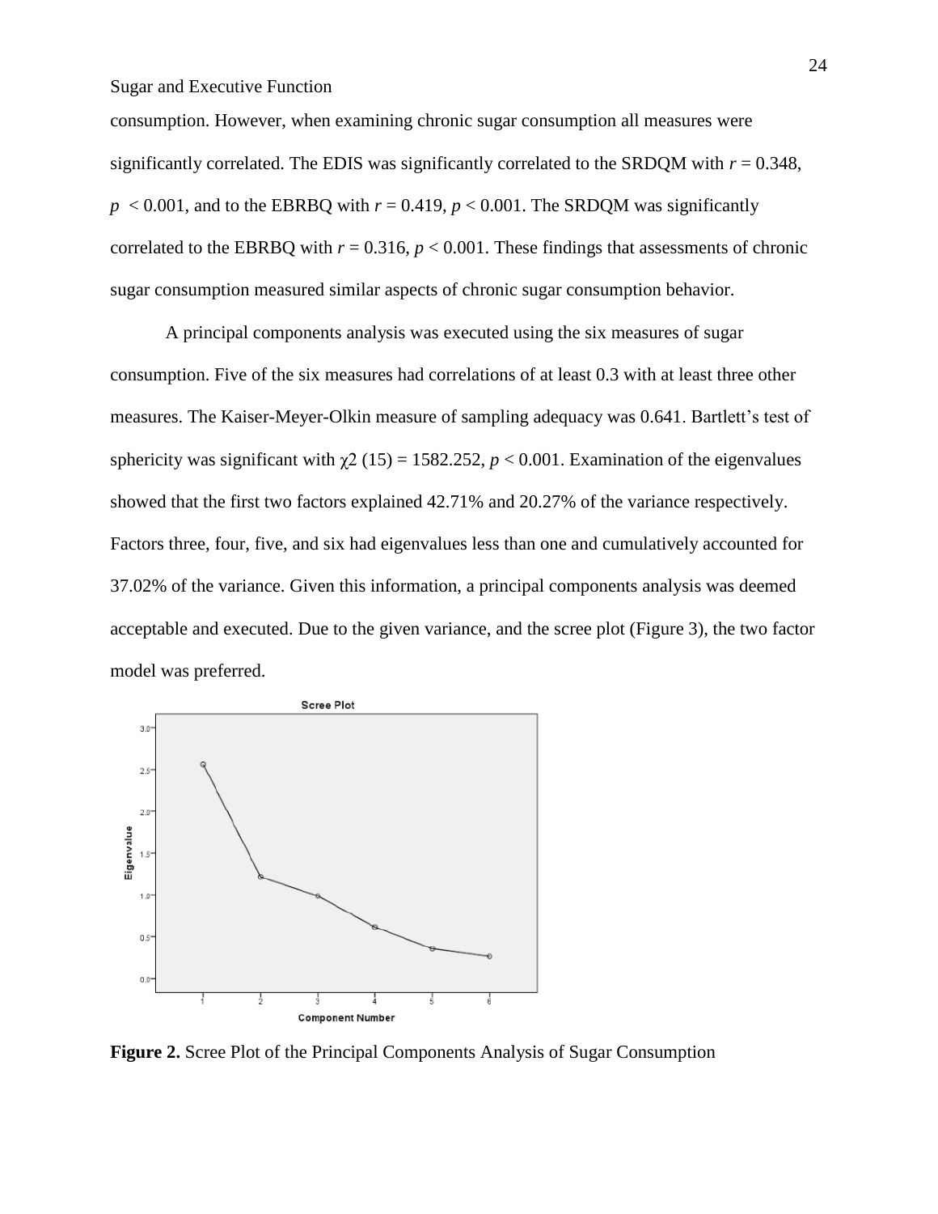consumption. However, when examining chronic sugar consumption all measures were significantly correlated. The EDIS was significantly correlated to the SRDQM with $r = 0.348$, $p < 0.001$, and to the EBRBQ with $r = 0.419$, $p < 0.001$. The SRDQM was significantly correlated to the EBRBQ with $r = 0.316$, $p < 0.001$. These findings that assessments of chronic sugar consumption measured similar aspects of chronic sugar consumption behavior.

A principal components analysis was executed using the six measures of sugar consumption. Five of the six measures had correlations of at least 0.3 with at least three other measures. The Kaiser-Meyer-Olkin measure of sampling adequacy was 0.641. Bartlett's test of sphericity was significant with $\chi 2$ (15) = 1582.252, $p < 0.001$. Examination of the eigenvalues showed that the first two factors explained 42.71% and 20.27% of the variance respectively. Factors three, four, five, and six had eigenvalues less than one and cumulatively accounted for 37.02% of the variance. Given this information, a principal components analysis was deemed acceptable and executed. Due to the given variance, and the scree plot (Figure 3), the two factor model was preferred.

**Figure 2.** Scree Plot of the Principal Components Analysis of Sugar Consumption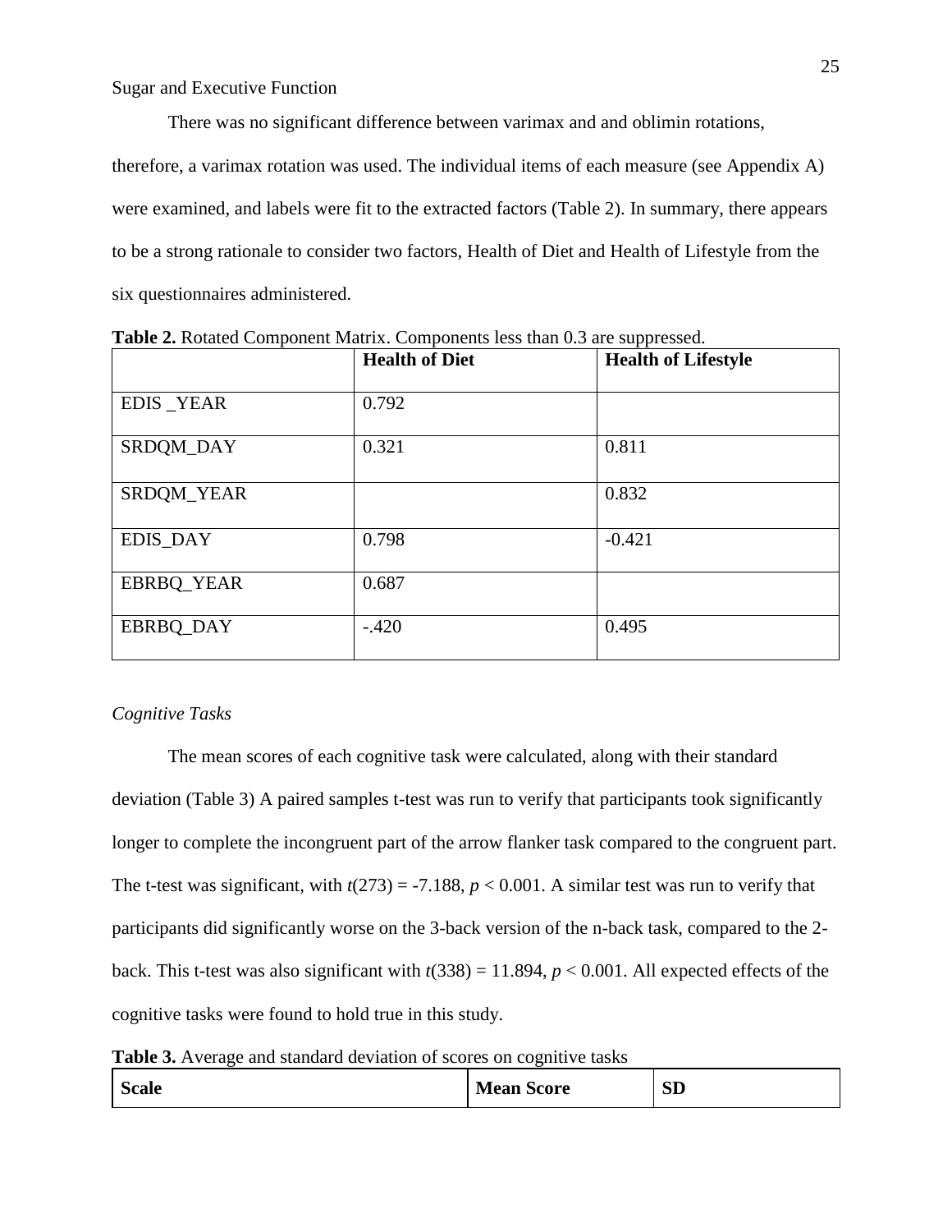There was no significant difference between varimax and and oblimin rotations, therefore, a varimax rotation was used. The individual items of each measure (see Appendix A) were examined, and labels were fit to the extracted factors (Table 2). In summary, there appears to be a strong rationale to consider two factors, Health of Diet and Health of Lifestyle from the six questionnaires administered.

**Table 2.** Rotated Component Matrix. Components less than 0.3 are suppressed.

| | **Health of Diet** | **Health of Lifestyle** |
|---|---|---|
| EDIS _YEAR | 0.792 | |
| SRDQM_DAY | 0.321 | 0.811 |
| SRDQM_YEAR | | 0.832 |
| EDIS_DAY | 0.798 | -0.421 |
| EBRBQ_YEAR | 0.687 | |
| EBRBQ_DAY | -.420 | 0.495 |

*Cognitive Tasks*

The mean scores of each cognitive task were calculated, along with their standard deviation (Table 3) A paired samples t-test was run to verify that participants took significantly longer to complete the incongruent part of the arrow flanker task compared to the congruent part. The t-test was significant, with $t(273) = -7.188$, $p < 0.001$. A similar test was run to verify that participants did significantly worse on the 3-back version of the n-back task, compared to the 2-back. This t-test was also significant with $t(338) = 11.894$, $p < 0.001$. All expected effects of the cognitive tasks were found to hold true in this study.

**Table 3.** Average and standard deviation of scores on cognitive tasks

| **Scale** | **Mean Score** | **SD** |
|---|---|---|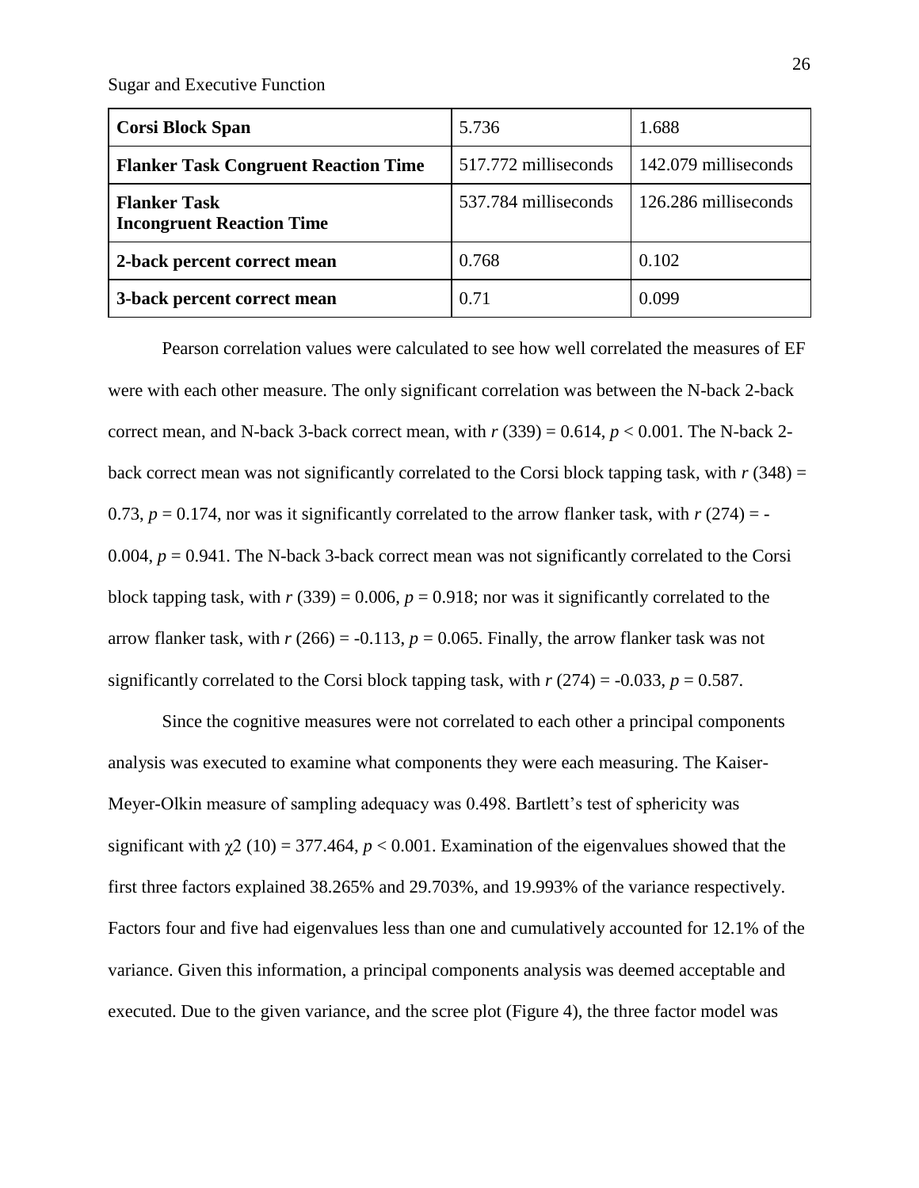| **Corsi Block Span** | 5.736 | 1.688 |
|---|---|---|
| **Flanker Task Congruent Reaction Time** | 517.772 milliseconds | 142.079 milliseconds |
| **Flanker Task Incongruent Reaction Time** | 537.784 milliseconds | 126.286 milliseconds |
| **2-back percent correct mean** | 0.768 | 0.102 |
| **3-back percent correct mean** | 0.71 | 0.099 |

Pearson correlation values were calculated to see how well correlated the measures of EF were with each other measure. The only significant correlation was between the N-back 2-back correct mean, and N-back 3-back correct mean, with $r$ (339) = 0.614, $p < 0.001$. The N-back 2-back correct mean was not significantly correlated to the Corsi block tapping task, with $r$ (348) = 0.73, $p = 0.174$, nor was it significantly correlated to the arrow flanker task, with $r$ (274) = -0.004, $p = 0.941$. The N-back 3-back correct mean was not significantly correlated to the Corsi block tapping task, with $r$ (339) = 0.006, $p = 0.918$; nor was it significantly correlated to the arrow flanker task, with $r$ (266) = -0.113, $p = 0.065$. Finally, the arrow flanker task was not significantly correlated to the Corsi block tapping task, with $r$ (274) = -0.033, $p = 0.587$.

Since the cognitive measures were not correlated to each other a principal components analysis was executed to examine what components they were each measuring. The Kaiser-Meyer-Olkin measure of sampling adequacy was 0.498. Bartlett's test of sphericity was significant with $\chi2$ (10) = 377.464, $p < 0.001$. Examination of the eigenvalues showed that the first three factors explained 38.265% and 29.703%, and 19.993% of the variance respectively. Factors four and five had eigenvalues less than one and cumulatively accounted for 12.1% of the variance. Given this information, a principal components analysis was deemed acceptable and executed. Due to the given variance, and the scree plot (Figure 4), the three factor model was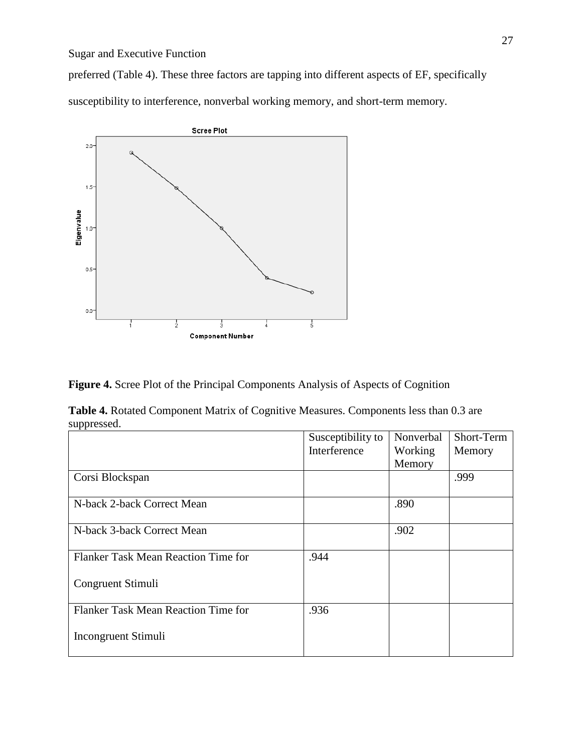preferred (Table 4). These three factors are tapping into different aspects of EF, specifically susceptibility to interference, nonverbal working memory, and short-term memory.

**Figure 4.** Scree Plot of the Principal Components Analysis of Aspects of Cognition

**Table 4.** Rotated Component Matrix of Cognitive Measures. Components less than 0.3 are suppressed.

| | Susceptibility to Interference | Nonverbal Working Memory | Short-Term Memory |
|---|---|---|---|
| Corsi Blockspan | | | .999 |
| N-back 2-back Correct Mean | | .890 | |
| N-back 3-back Correct Mean | | .902 | |
| Flanker Task Mean Reaction Time for Congruent Stimuli | .944 | | |
| Flanker Task Mean Reaction Time for Incongruent Stimuli | .936 | | |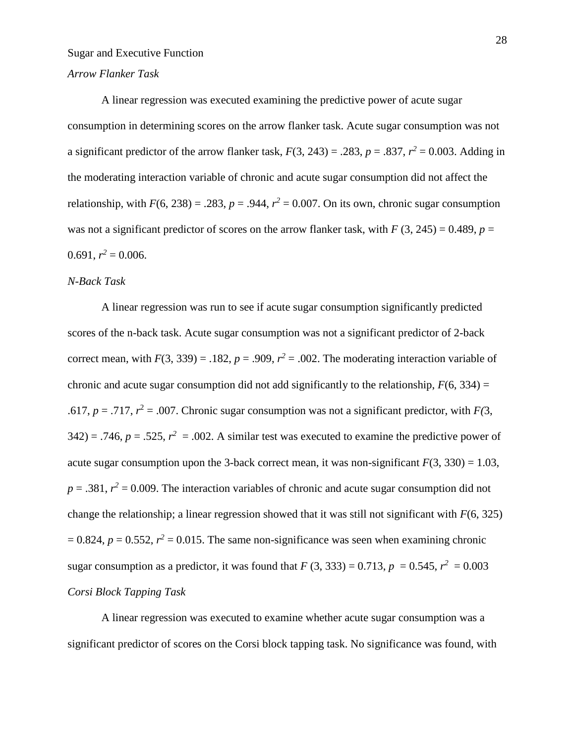### *Arrow Flanker Task*

A linear regression was executed examining the predictive power of acute sugar consumption in determining scores on the arrow flanker task. Acute sugar consumption was not a significant predictor of the arrow flanker task, $F(3, 243) = .283$, $p = .837$, $r^2 = 0.003$. Adding in the moderating interaction variable of chronic and acute sugar consumption did not affect the relationship, with $F(6, 238) = .283$, $p = .944$, $r^2 = 0.007$. On its own, chronic sugar consumption was not a significant predictor of scores on the arrow flanker task, with $F(3, 245) = 0.489$, $p = 0.691$, $r^2 = 0.006$.

### *N-Back Task*

A linear regression was run to see if acute sugar consumption significantly predicted scores of the n-back task. Acute sugar consumption was not a significant predictor of 2-back correct mean, with $F(3, 339) = .182$, $p = .909$, $r^2 = .002$. The moderating interaction variable of chronic and acute sugar consumption did not add significantly to the relationship, $F(6, 334) = .617$, $p = .717$, $r^2 = .007$. Chronic sugar consumption was not a significant predictor, with $F(3, 342) = .746$, $p = .525$, $r^2 = .002$. A similar test was executed to examine the predictive power of acute sugar consumption upon the 3-back correct mean, it was non-significant $F(3, 330) = 1.03$, $p = .381$, $r^2 = 0.009$. The interaction variables of chronic and acute sugar consumption did not change the relationship; a linear regression showed that it was still not significant with $F(6, 325) = 0.824$, $p = 0.552$, $r^2 = 0.015$. The same non-significance was seen when examining chronic sugar consumption as a predictor, it was found that $F(3, 333) = 0.713$, $p = 0.545$, $r^2 = 0.003$

### *Corsi Block Tapping Task*

A linear regression was executed to examine whether acute sugar consumption was a significant predictor of scores on the Corsi block tapping task. No significance was found, with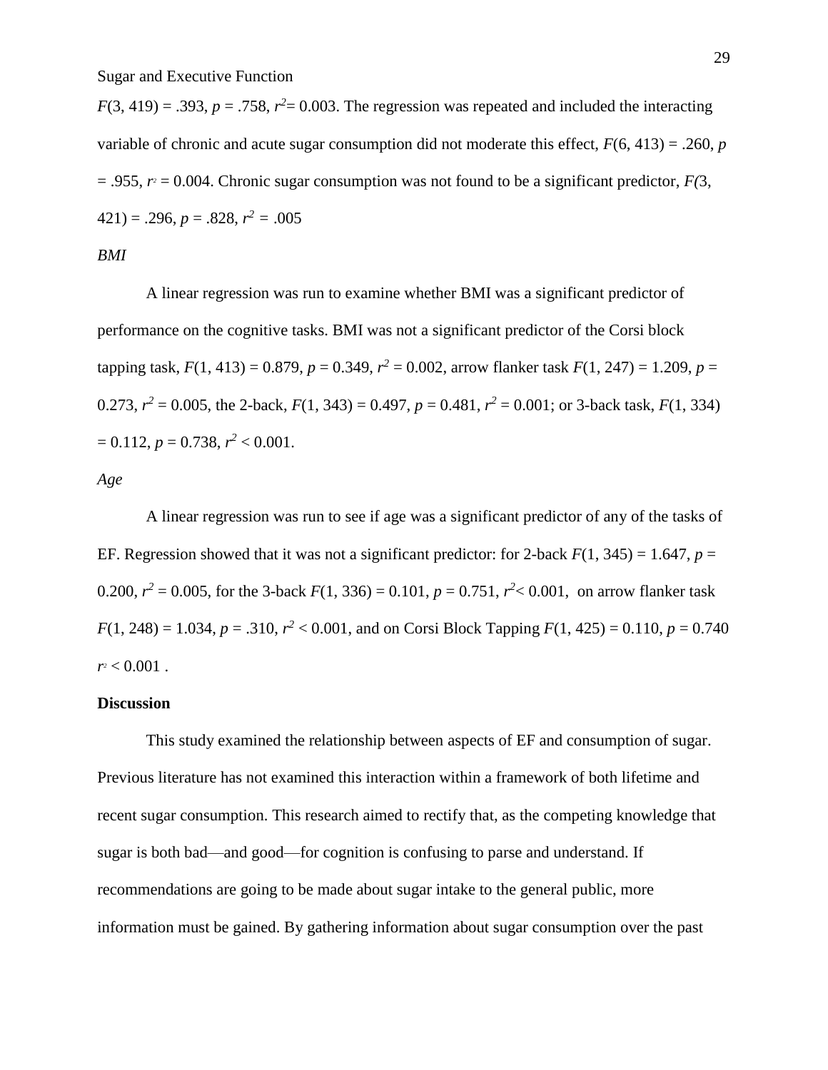$F(3, 419) = .393$, $p = .758$, $r^2 = 0.003$. The regression was repeated and included the interacting variable of chronic and acute sugar consumption did not moderate this effect, $F(6, 413) = .260$, $p = .955$, $r^2 = 0.004$. Chronic sugar consumption was not found to be a significant predictor, $F(3, 421) = .296$, $p = .828$, $r^2 = .005$

*BMI*

A linear regression was run to examine whether BMI was a significant predictor of performance on the cognitive tasks. BMI was not a significant predictor of the Corsi block tapping task, $F(1, 413) = 0.879$, $p = 0.349$, $r^2 = 0.002$, arrow flanker task $F(1, 247) = 1.209$, $p = 0.273$, $r^2 = 0.005$, the 2-back, $F(1, 343) = 0.497$, $p = 0.481$, $r^2 = 0.001$; or 3-back task, $F(1, 334) = 0.112$, $p = 0.738$, $r^2 < 0.001$.

*Age*

A linear regression was run to see if age was a significant predictor of any of the tasks of EF. Regression showed that it was not a significant predictor: for 2-back $F(1, 345) = 1.647$, $p = 0.200$, $r^2 = 0.005$, for the 3-back $F(1, 336) = 0.101$, $p = 0.751$, $r^2 < 0.001$, on arrow flanker task $F(1, 248) = 1.034$, $p = .310$, $r^2 < 0.001$, and on Corsi Block Tapping $F(1, 425) = 0.110$, $p = 0.740$ $r^2 < 0.001$ .

**Discussion**

This study examined the relationship between aspects of EF and consumption of sugar. Previous literature has not examined this interaction within a framework of both lifetime and recent sugar consumption. This research aimed to rectify that, as the competing knowledge that sugar is both bad—and good—for cognition is confusing to parse and understand. If recommendations are going to be made about sugar intake to the general public, more information must be gained. By gathering information about sugar consumption over the past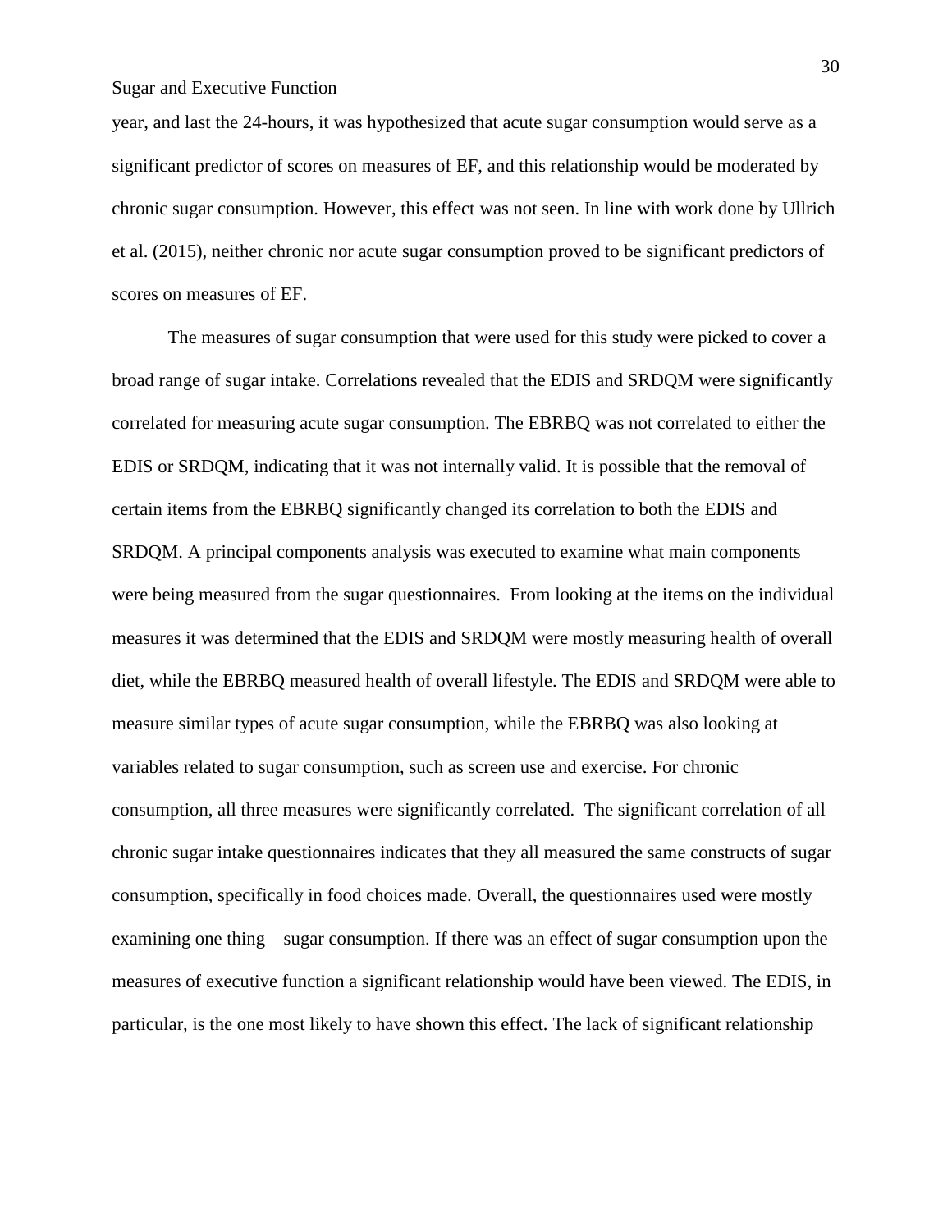year, and last the 24-hours, it was hypothesized that acute sugar consumption would serve as a significant predictor of scores on measures of EF, and this relationship would be moderated by chronic sugar consumption. However, this effect was not seen. In line with work done by Ullrich et al. (2015), neither chronic nor acute sugar consumption proved to be significant predictors of scores on measures of EF.

The measures of sugar consumption that were used for this study were picked to cover a broad range of sugar intake. Correlations revealed that the EDIS and SRDQM were significantly correlated for measuring acute sugar consumption. The EBRBQ was not correlated to either the EDIS or SRDQM, indicating that it was not internally valid. It is possible that the removal of certain items from the EBRBQ significantly changed its correlation to both the EDIS and SRDQM. A principal components analysis was executed to examine what main components were being measured from the sugar questionnaires. From looking at the items on the individual measures it was determined that the EDIS and SRDQM were mostly measuring health of overall diet, while the EBRBQ measured health of overall lifestyle. The EDIS and SRDQM were able to measure similar types of acute sugar consumption, while the EBRBQ was also looking at variables related to sugar consumption, such as screen use and exercise. For chronic consumption, all three measures were significantly correlated. The significant correlation of all chronic sugar intake questionnaires indicates that they all measured the same constructs of sugar consumption, specifically in food choices made. Overall, the questionnaires used were mostly examining one thing—sugar consumption. If there was an effect of sugar consumption upon the measures of executive function a significant relationship would have been viewed. The EDIS, in particular, is the one most likely to have shown this effect. The lack of significant relationship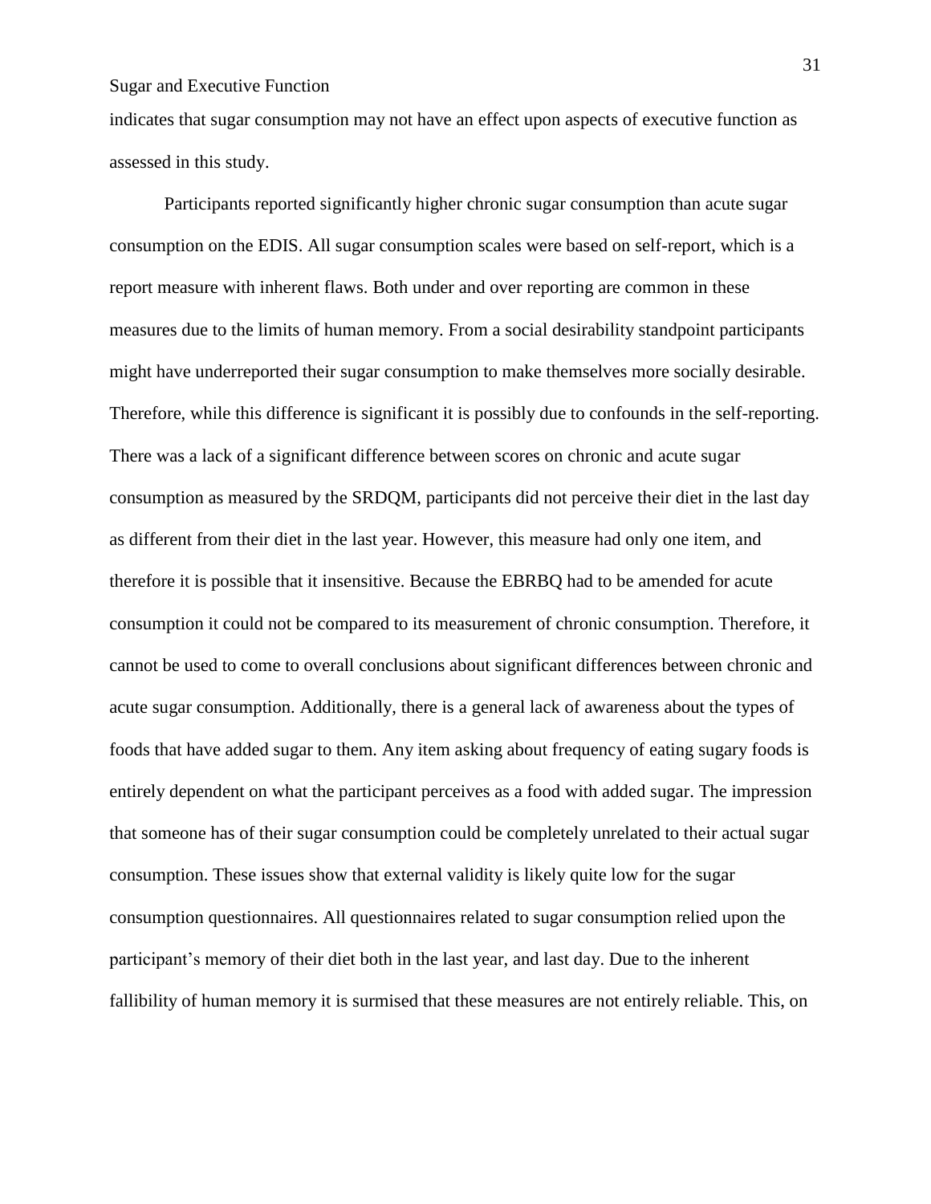indicates that sugar consumption may not have an effect upon aspects of executive function as assessed in this study.

Participants reported significantly higher chronic sugar consumption than acute sugar consumption on the EDIS. All sugar consumption scales were based on self-report, which is a report measure with inherent flaws. Both under and over reporting are common in these measures due to the limits of human memory. From a social desirability standpoint participants might have underreported their sugar consumption to make themselves more socially desirable. Therefore, while this difference is significant it is possibly due to confounds in the self-reporting. There was a lack of a significant difference between scores on chronic and acute sugar consumption as measured by the SRDQM, participants did not perceive their diet in the last day as different from their diet in the last year. However, this measure had only one item, and therefore it is possible that it insensitive. Because the EBRBQ had to be amended for acute consumption it could not be compared to its measurement of chronic consumption. Therefore, it cannot be used to come to overall conclusions about significant differences between chronic and acute sugar consumption. Additionally, there is a general lack of awareness about the types of foods that have added sugar to them. Any item asking about frequency of eating sugary foods is entirely dependent on what the participant perceives as a food with added sugar. The impression that someone has of their sugar consumption could be completely unrelated to their actual sugar consumption. These issues show that external validity is likely quite low for the sugar consumption questionnaires. All questionnaires related to sugar consumption relied upon the participant's memory of their diet both in the last year, and last day. Due to the inherent fallibility of human memory it is surmised that these measures are not entirely reliable. This, on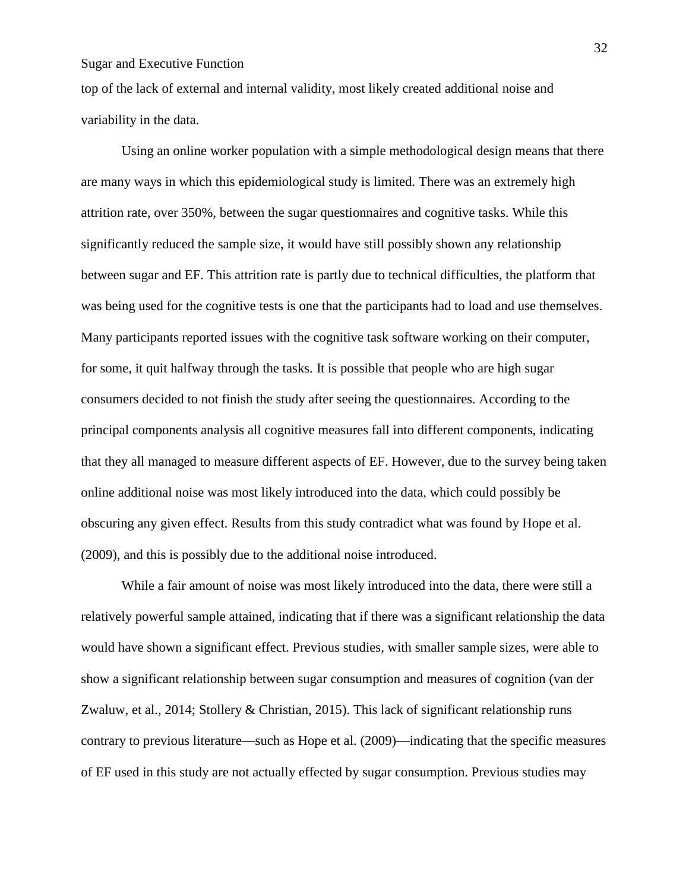top of the lack of external and internal validity, most likely created additional noise and variability in the data.

Using an online worker population with a simple methodological design means that there are many ways in which this epidemiological study is limited. There was an extremely high attrition rate, over 350%, between the sugar questionnaires and cognitive tasks. While this significantly reduced the sample size, it would have still possibly shown any relationship between sugar and EF. This attrition rate is partly due to technical difficulties, the platform that was being used for the cognitive tests is one that the participants had to load and use themselves. Many participants reported issues with the cognitive task software working on their computer, for some, it quit halfway through the tasks. It is possible that people who are high sugar consumers decided to not finish the study after seeing the questionnaires. According to the principal components analysis all cognitive measures fall into different components, indicating that they all managed to measure different aspects of EF. However, due to the survey being taken online additional noise was most likely introduced into the data, which could possibly be obscuring any given effect. Results from this study contradict what was found by Hope et al. (2009), and this is possibly due to the additional noise introduced.

While a fair amount of noise was most likely introduced into the data, there were still a relatively powerful sample attained, indicating that if there was a significant relationship the data would have shown a significant effect. Previous studies, with smaller sample sizes, were able to show a significant relationship between sugar consumption and measures of cognition (van der Zwaluw, et al., 2014; Stollery & Christian, 2015). This lack of significant relationship runs contrary to previous literature—such as Hope et al. (2009)—indicating that the specific measures of EF used in this study are not actually effected by sugar consumption. Previous studies may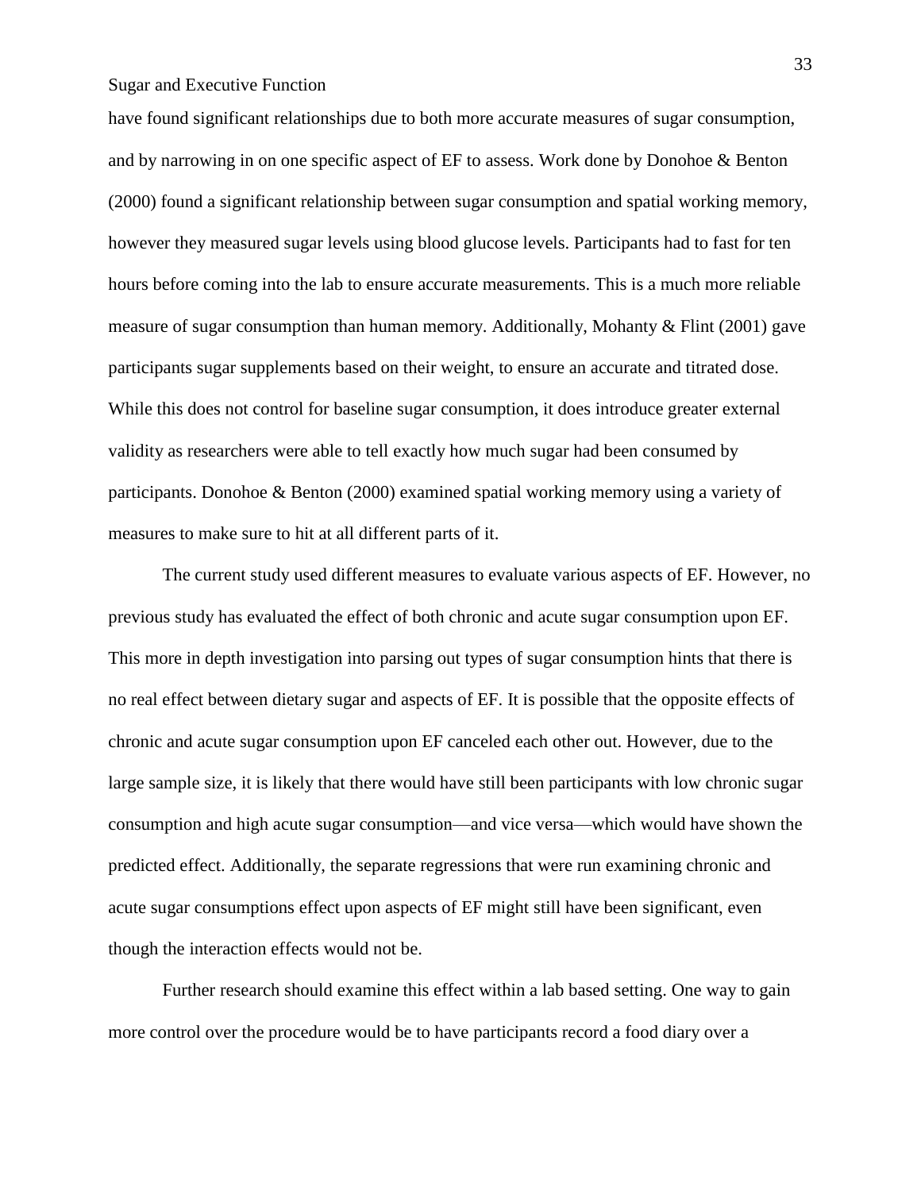have found significant relationships due to both more accurate measures of sugar consumption, and by narrowing in on one specific aspect of EF to assess. Work done by Donohoe & Benton (2000) found a significant relationship between sugar consumption and spatial working memory, however they measured sugar levels using blood glucose levels. Participants had to fast for ten hours before coming into the lab to ensure accurate measurements. This is a much more reliable measure of sugar consumption than human memory. Additionally, Mohanty & Flint (2001) gave participants sugar supplements based on their weight, to ensure an accurate and titrated dose. While this does not control for baseline sugar consumption, it does introduce greater external validity as researchers were able to tell exactly how much sugar had been consumed by participants. Donohoe & Benton (2000) examined spatial working memory using a variety of measures to make sure to hit at all different parts of it.

The current study used different measures to evaluate various aspects of EF. However, no previous study has evaluated the effect of both chronic and acute sugar consumption upon EF. This more in depth investigation into parsing out types of sugar consumption hints that there is no real effect between dietary sugar and aspects of EF. It is possible that the opposite effects of chronic and acute sugar consumption upon EF canceled each other out. However, due to the large sample size, it is likely that there would have still been participants with low chronic sugar consumption and high acute sugar consumption—and vice versa—which would have shown the predicted effect. Additionally, the separate regressions that were run examining chronic and acute sugar consumptions effect upon aspects of EF might still have been significant, even though the interaction effects would not be.

Further research should examine this effect within a lab based setting. One way to gain more control over the procedure would be to have participants record a food diary over a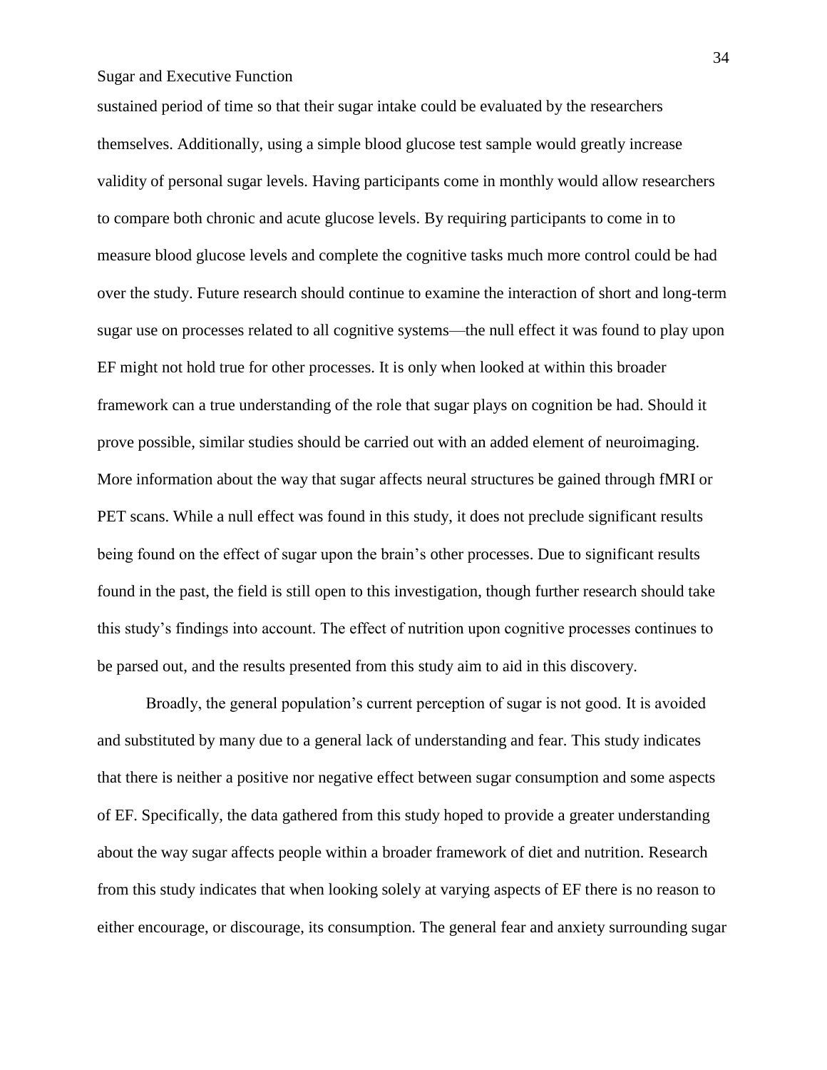sustained period of time so that their sugar intake could be evaluated by the researchers themselves. Additionally, using a simple blood glucose test sample would greatly increase validity of personal sugar levels. Having participants come in monthly would allow researchers to compare both chronic and acute glucose levels. By requiring participants to come in to measure blood glucose levels and complete the cognitive tasks much more control could be had over the study. Future research should continue to examine the interaction of short and long-term sugar use on processes related to all cognitive systems—the null effect it was found to play upon EF might not hold true for other processes. It is only when looked at within this broader framework can a true understanding of the role that sugar plays on cognition be had. Should it prove possible, similar studies should be carried out with an added element of neuroimaging. More information about the way that sugar affects neural structures be gained through fMRI or PET scans. While a null effect was found in this study, it does not preclude significant results being found on the effect of sugar upon the brain's other processes. Due to significant results found in the past, the field is still open to this investigation, though further research should take this study's findings into account. The effect of nutrition upon cognitive processes continues to be parsed out, and the results presented from this study aim to aid in this discovery.

Broadly, the general population's current perception of sugar is not good. It is avoided and substituted by many due to a general lack of understanding and fear. This study indicates that there is neither a positive nor negative effect between sugar consumption and some aspects of EF. Specifically, the data gathered from this study hoped to provide a greater understanding about the way sugar affects people within a broader framework of diet and nutrition. Research from this study indicates that when looking solely at varying aspects of EF there is no reason to either encourage, or discourage, its consumption. The general fear and anxiety surrounding sugar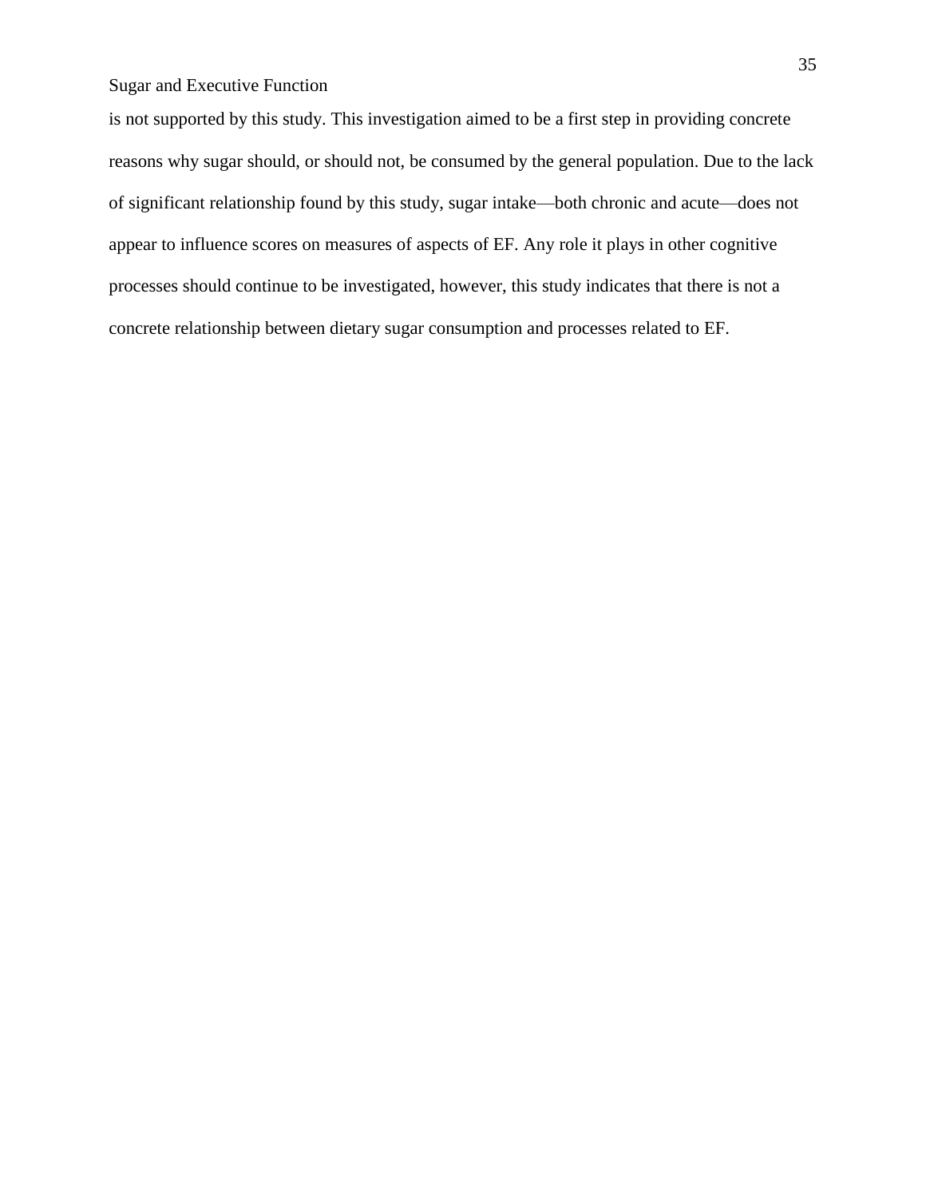is not supported by this study. This investigation aimed to be a first step in providing concrete reasons why sugar should, or should not, be consumed by the general population. Due to the lack of significant relationship found by this study, sugar intake—both chronic and acute—does not appear to influence scores on measures of aspects of EF. Any role it plays in other cognitive processes should continue to be investigated, however, this study indicates that there is not a concrete relationship between dietary sugar consumption and processes related to EF.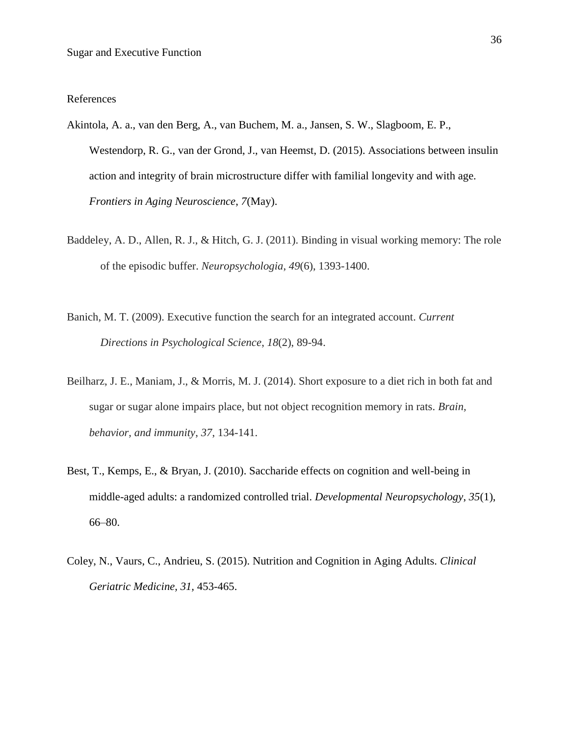References

Akintola, A. a., van den Berg, A., van Buchem, M. a., Jansen, S. W., Slagboom, E. P., Westendorp, R. G., van der Grond, J., van Heemst, D. (2015). Associations between insulin action and integrity of brain microstructure differ with familial longevity and with age. *Frontiers in Aging Neuroscience*, *7*(May).

Baddeley, A. D., Allen, R. J., & Hitch, G. J. (2011). Binding in visual working memory: The role of the episodic buffer. *Neuropsychologia*, *49*(6), 1393-1400.

Banich, M. T. (2009). Executive function the search for an integrated account. *Current Directions in Psychological Science*, *18*(2), 89-94.

Beilharz, J. E., Maniam, J., & Morris, M. J. (2014). Short exposure to a diet rich in both fat and sugar or sugar alone impairs place, but not object recognition memory in rats. *Brain, behavior, and immunity*, *37*, 134-141.

Best, T., Kemps, E., & Bryan, J. (2010). Saccharide effects on cognition and well-being in middle-aged adults: a randomized controlled trial. *Developmental Neuropsychology*, *35*(1), 66–80.

Coley, N., Vaurs, C., Andrieu, S. (2015). Nutrition and Cognition in Aging Adults. *Clinical Geriatric Medicine, 31,* 453-465.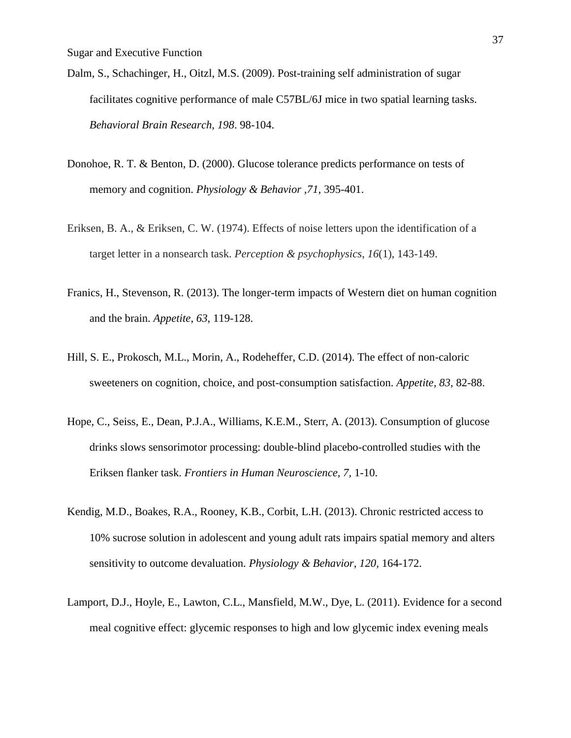Dalm, S., Schachinger, H., Oitzl, M.S. (2009). Post-training self administration of sugar facilitates cognitive performance of male C57BL/6J mice in two spatial learning tasks. *Behavioral Brain Research, 198*. 98-104.

Donohoe, R. T. & Benton, D. (2000). Glucose tolerance predicts performance on tests of memory and cognition. *Physiology & Behavior ,71,* 395-401.

Eriksen, B. A., & Eriksen, C. W. (1974). Effects of noise letters upon the identification of a target letter in a nonsearch task. *Perception & psychophysics*, *16*(1), 143-149.

Franics, H., Stevenson, R. (2013). The longer-term impacts of Western diet on human cognition and the brain. *Appetite*, *63*, 119-128.

Hill, S. E., Prokosch, M.L., Morin, A., Rodeheffer, C.D. (2014). The effect of non-caloric sweeteners on cognition, choice, and post-consumption satisfaction. *Appetite, 83,* 82-88.

Hope, C., Seiss, E., Dean, P.J.A., Williams, K.E.M., Sterr, A. (2013). Consumption of glucose drinks slows sensorimotor processing: double-blind placebo-controlled studies with the Eriksen flanker task. *Frontiers in Human Neuroscience, 7,* 1-10.

Kendig, M.D., Boakes, R.A., Rooney, K.B., Corbit, L.H. (2013). Chronic restricted access to 10% sucrose solution in adolescent and young adult rats impairs spatial memory and alters sensitivity to outcome devaluation. *Physiology & Behavior, 120,* 164-172.

Lamport, D.J., Hoyle, E., Lawton, C.L., Mansfield, M.W., Dye, L. (2011). Evidence for a second meal cognitive effect: glycemic responses to high and low glycemic index evening meals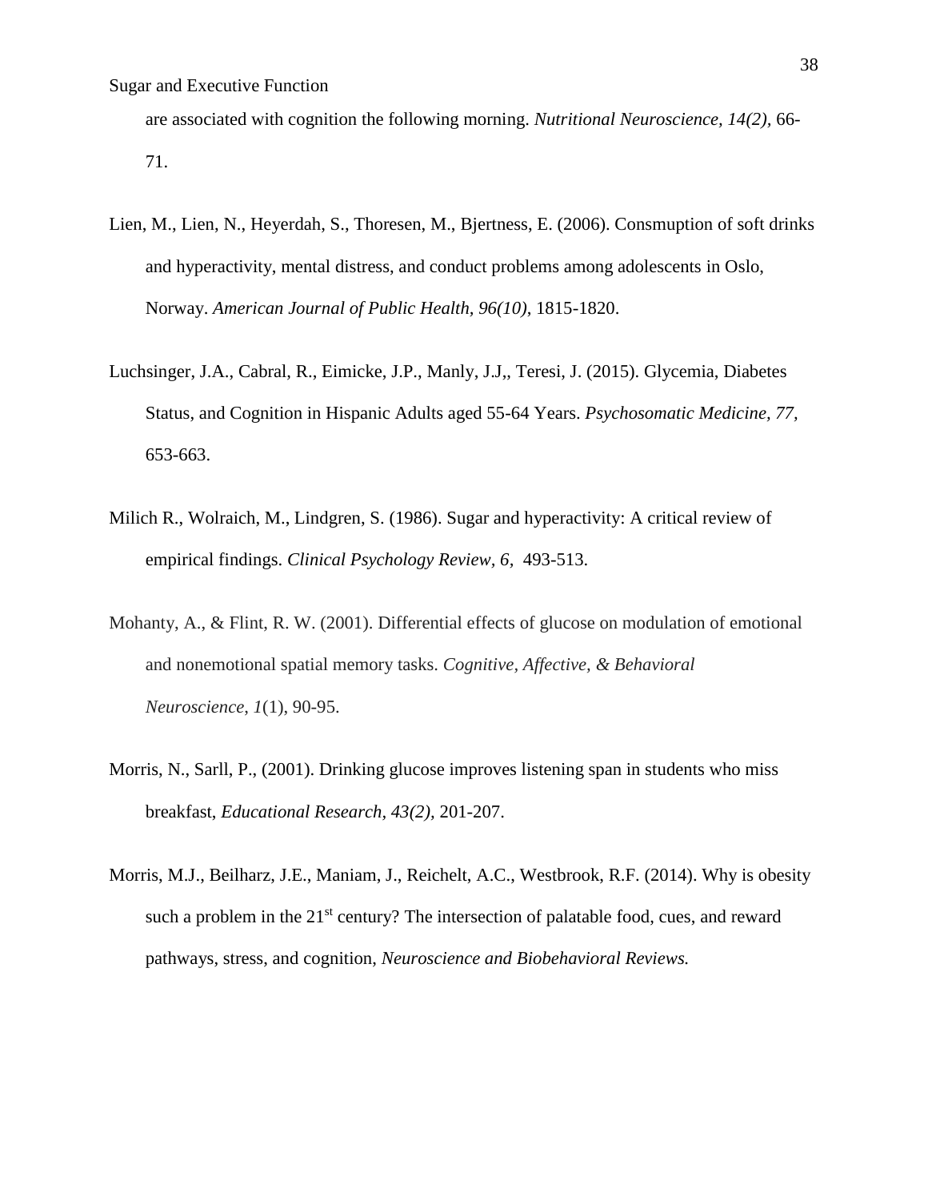are associated with cognition the following morning. *Nutritional Neuroscience, 14(2),* 66-71.

Lien, M., Lien, N., Heyerdah, S., Thoresen, M., Bjertness, E. (2006). Consmuption of soft drinks and hyperactivity, mental distress, and conduct problems among adolescents in Oslo, Norway. *American Journal of Public Health, 96(10)*, 1815-1820.

Luchsinger, J.A., Cabral, R., Eimicke, J.P., Manly, J.J,, Teresi, J. (2015). Glycemia, Diabetes Status, and Cognition in Hispanic Adults aged 55-64 Years. *Psychosomatic Medicine, 77,* 653-663.

Milich R., Wolraich, M., Lindgren, S. (1986). Sugar and hyperactivity: A critical review of empirical findings. *Clinical Psychology Review, 6,* 493-513.

Mohanty, A., & Flint, R. W. (2001). Differential effects of glucose on modulation of emotional and nonemotional spatial memory tasks. *Cognitive, Affective, & Behavioral Neuroscience*, *1*(1), 90-95.

Morris, N., Sarll, P., (2001). Drinking glucose improves listening span in students who miss breakfast, *Educational Research, 43(2),* 201-207.

Morris, M.J., Beilharz, J.E., Maniam, J., Reichelt, A.C., Westbrook, R.F. (2014). Why is obesity such a problem in the 21st century? The intersection of palatable food, cues, and reward pathways, stress, and cognition, *Neuroscience and Biobehavioral Reviews.*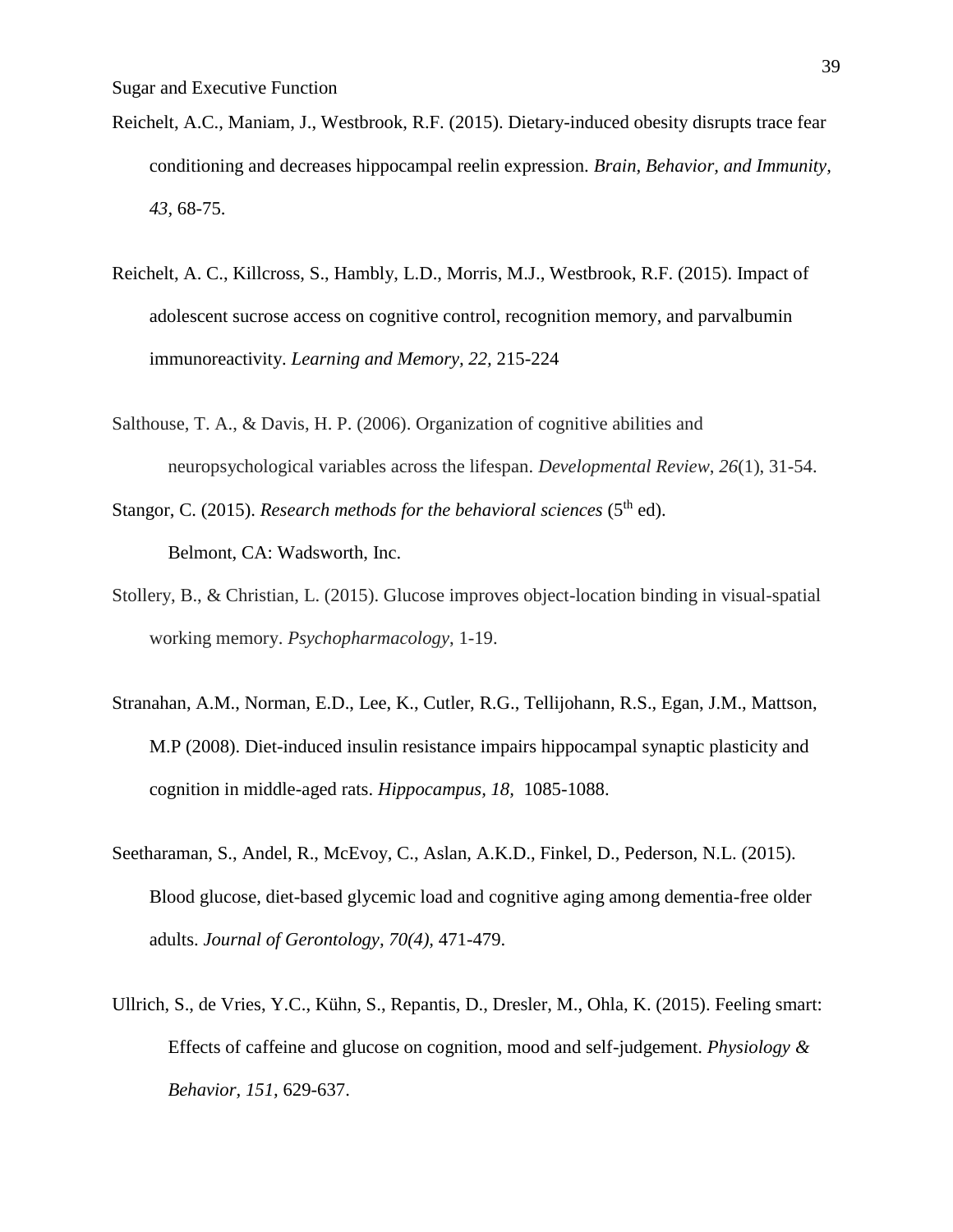Reichelt, A.C., Maniam, J., Westbrook, R.F. (2015). Dietary-induced obesity disrupts trace fear conditioning and decreases hippocampal reelin expression. *Brain, Behavior, and Immunity, 43*, 68-75.

Reichelt, A. C., Killcross, S., Hambly, L.D., Morris, M.J., Westbrook, R.F. (2015). Impact of adolescent sucrose access on cognitive control, recognition memory, and parvalbumin immunoreactivity. *Learning and Memory, 22*, 215-224

Salthouse, T. A., & Davis, H. P. (2006). Organization of cognitive abilities and neuropsychological variables across the lifespan. *Developmental Review*, *26*(1), 31-54.

Stangor, C. (2015). *Research methods for the behavioral sciences* (5th ed). Belmont, CA: Wadsworth, Inc.

Stollery, B., & Christian, L. (2015). Glucose improves object-location binding in visual-spatial working memory. *Psychopharmacology*, 1-19.

Stranahan, A.M., Norman, E.D., Lee, K., Cutler, R.G., Tellijohann, R.S., Egan, J.M., Mattson, M.P (2008). Diet-induced insulin resistance impairs hippocampal synaptic plasticity and cognition in middle-aged rats. *Hippocampus, 18,* 1085-1088.

Seetharaman, S., Andel, R., McEvoy, C., Aslan, A.K.D., Finkel, D., Pederson, N.L. (2015). Blood glucose, diet-based glycemic load and cognitive aging among dementia-free older adults. *Journal of Gerontology, 70(4),* 471-479.

Ullrich, S., de Vries, Y.C., Kühn, S., Repantis, D., Dresler, M., Ohla, K. (2015). Feeling smart: Effects of caffeine and glucose on cognition, mood and self-judgement. *Physiology & Behavior, 151*, 629-637.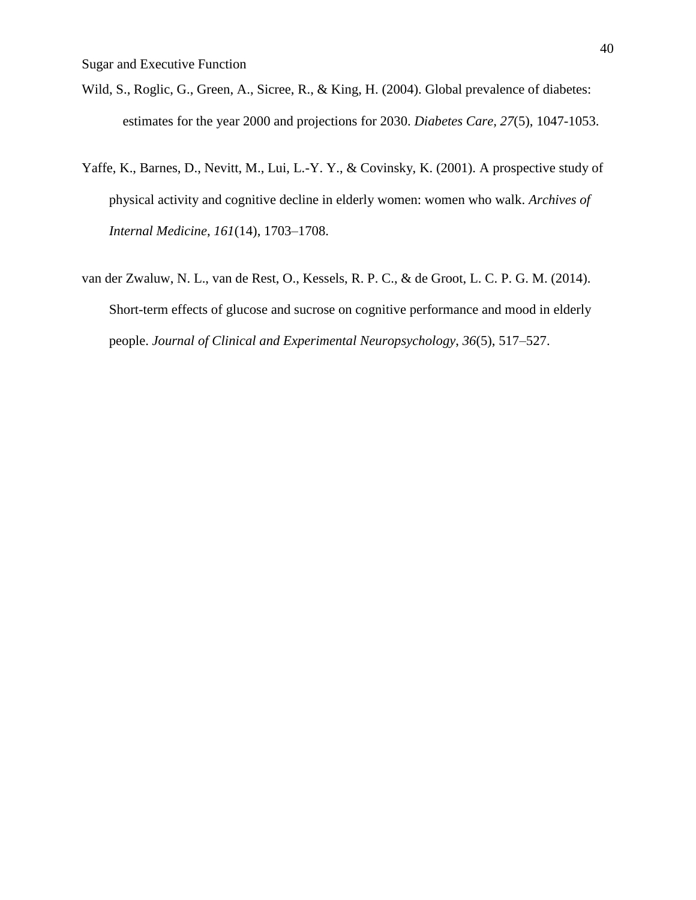Wild, S., Roglic, G., Green, A., Sicree, R., & King, H. (2004). Global prevalence of diabetes: estimates for the year 2000 and projections for 2030. *Diabetes Care, 27*(5), 1047-1053.

Yaffe, K., Barnes, D., Nevitt, M., Lui, L.-Y. Y., & Covinsky, K. (2001). A prospective study of physical activity and cognitive decline in elderly women: women who walk. *Archives of Internal Medicine*, *161*(14), 1703–1708.

van der Zwaluw, N. L., van de Rest, O., Kessels, R. P. C., & de Groot, L. C. P. G. M. (2014). Short-term effects of glucose and sucrose on cognitive performance and mood in elderly people. *Journal of Clinical and Experimental Neuropsychology, 36*(5), 517–527.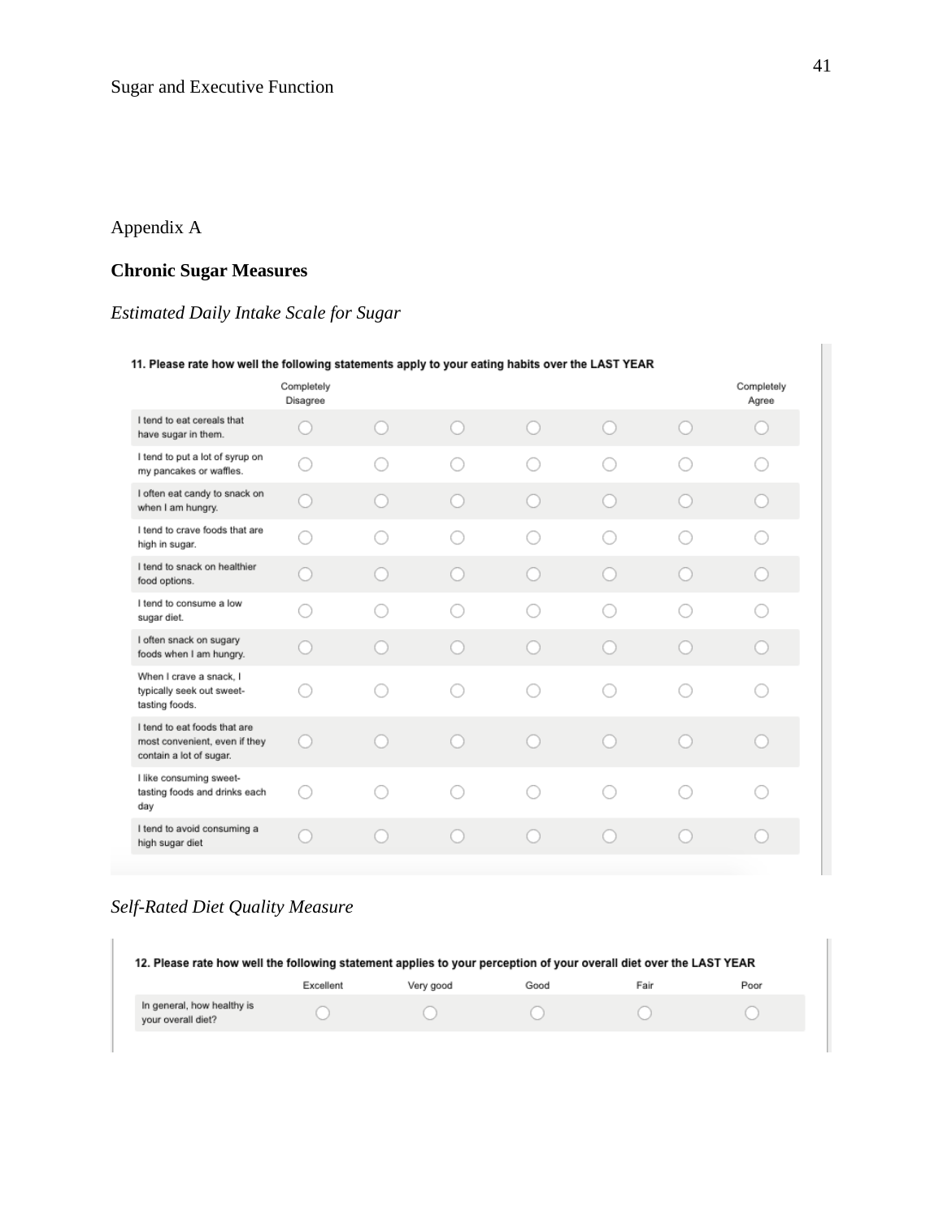Appendix A

**Chronic Sugar Measures**

*Estimated Daily Intake Scale for Sugar*

**11. Please rate how well the following statements apply to your eating habits over the LAST YEAR**

| | Completely Disagree | | | | | | Completely Agree |
|---|---|---|---|---|---|---|---|
| I tend to eat cereals that have sugar in them. | ○ | ○ | ○ | ○ | ○ | ○ | ○ |
| I tend to put a lot of syrup on my pancakes or waffles. | ○ | ○ | ○ | ○ | ○ | ○ | ○ |
| I often eat candy to snack on when I am hungry. | ○ | ○ | ○ | ○ | ○ | ○ | ○ |
| I tend to crave foods that are high in sugar. | ○ | ○ | ○ | ○ | ○ | ○ | ○ |
| I tend to snack on healthier food options. | ○ | ○ | ○ | ○ | ○ | ○ | ○ |
| I tend to consume a low sugar diet. | ○ | ○ | ○ | ○ | ○ | ○ | ○ |
| I often snack on sugary foods when I am hungry. | ○ | ○ | ○ | ○ | ○ | ○ | ○ |
| When I crave a snack, I typically seek out sweet-tasting foods. | ○ | ○ | ○ | ○ | ○ | ○ | ○ |
| I tend to eat foods that are most convenient, even if they contain a lot of sugar. | ○ | ○ | ○ | ○ | ○ | ○ | ○ |
| I like consuming sweet-tasting foods and drinks each day | ○ | ○ | ○ | ○ | ○ | ○ | ○ |
| I tend to avoid consuming a high sugar diet | ○ | ○ | ○ | ○ | ○ | ○ | ○ |

*Self-Rated Diet Quality Measure*

**12. Please rate how well the following statement applies to your perception of your overall diet over the LAST YEAR**

| | Excellent | Very good | Good | Fair | Poor |
|---|---|---|---|---|---|
| In general, how healthy is your overall diet? | ○ | ○ | ○ | ○ | ○ |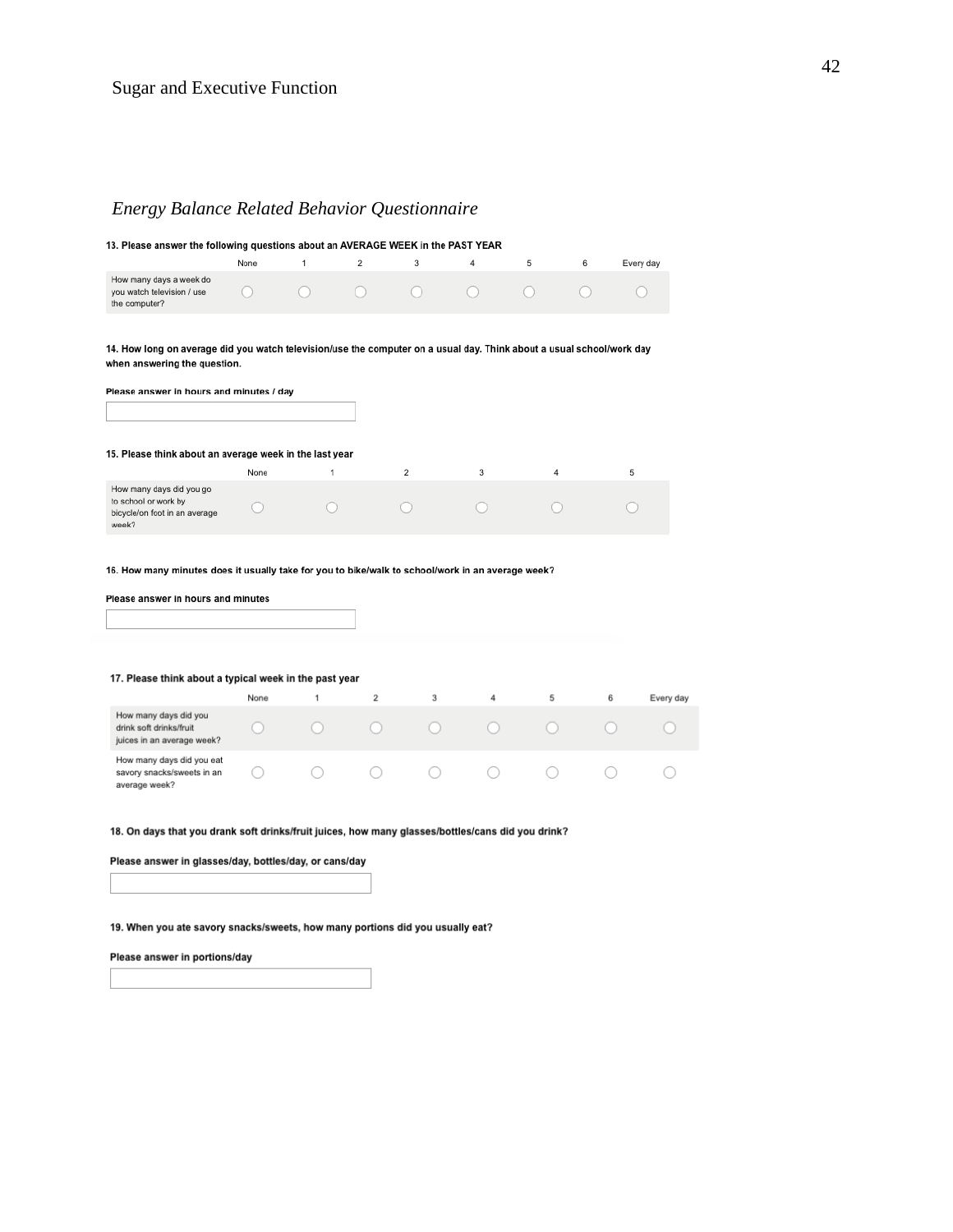*Energy Balance Related Behavior Questionnaire*

**13. Please answer the following questions about an AVERAGE WEEK in the PAST YEAR**

| | None | 1 | 2 | 3 | 4 | 5 | 6 | Every day |
|---|---|---|---|---|---|---|---|---|
| How many days a week do you watch television / use the computer? | ◯ | ◯ | ◯ | ◯ | ◯ | ◯ | ◯ | ◯ |

**14. How long on average did you watch television/use the computer on a usual day. Think about a usual school/work day when answering the question.**

**Please answer in hours and minutes / day**

[ ]

**15. Please think about an average week in the last year**

| | None | 1 | 2 | 3 | 4 | 5 |
|---|---|---|---|---|---|---|
| How many days did you go to school or work by bicycle/on foot in an average week? | ◯ | ◯ | ◯ | ◯ | ◯ | ◯ |

**16. How many minutes does it usually take for you to bike/walk to school/work in an average week?**

**Please answer in hours and minutes**

[ ]

**17. Please think about a typical week in the past year**

| | None | 1 | 2 | 3 | 4 | 5 | 6 | Every day |
|---|---|---|---|---|---|---|---|---|
| How many days did you drink soft drinks/fruit juices in an average week? | ◯ | ◯ | ◯ | ◯ | ◯ | ◯ | ◯ | ◯ |
| How many days did you eat savory snacks/sweets in an average week? | ◯ | ◯ | ◯ | ◯ | ◯ | ◯ | ◯ | ◯ |

**18. On days that you drank soft drinks/fruit juices, how many glasses/bottles/cans did you drink?**

**Please answer in glasses/day, bottles/day, or cans/day**

[ ]

**19. When you ate savory snacks/sweets, how many portions did you usually eat?**

**Please answer in portions/day**

[ ]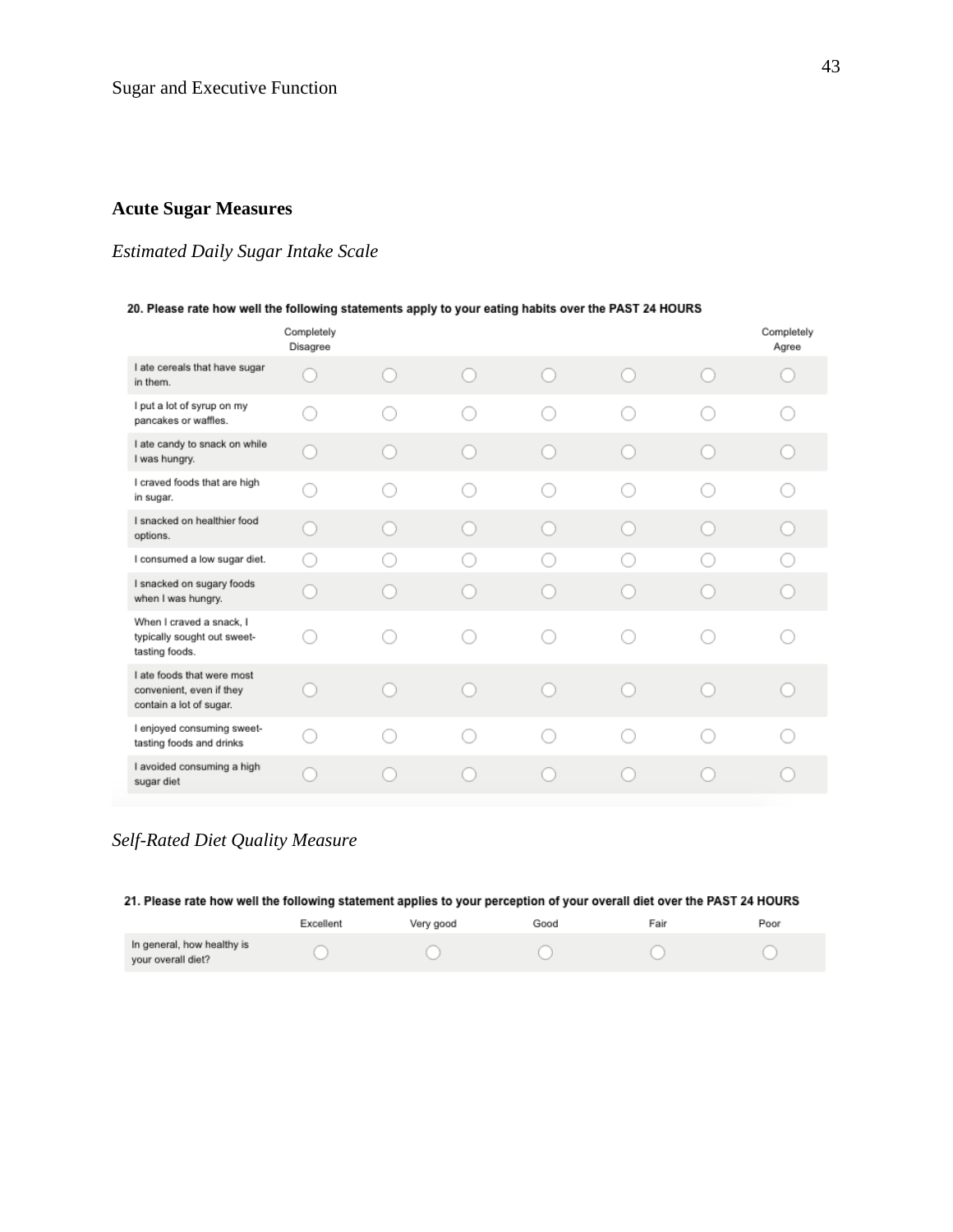**Acute Sugar Measures**

*Estimated Daily Sugar Intake Scale*

20. Please rate how well the following statements apply to your eating habits over the PAST 24 HOURS

| | Completely Disagree | | | | | | Completely Agree |
|---|---|---|---|---|---|---|---|
| I ate cereals that have sugar in them. | ○ | ○ | ○ | ○ | ○ | ○ | ○ |
| I put a lot of syrup on my pancakes or waffles. | ○ | ○ | ○ | ○ | ○ | ○ | ○ |
| I ate candy to snack on while I was hungry. | ○ | ○ | ○ | ○ | ○ | ○ | ○ |
| I craved foods that are high in sugar. | ○ | ○ | ○ | ○ | ○ | ○ | ○ |
| I snacked on healthier food options. | ○ | ○ | ○ | ○ | ○ | ○ | ○ |
| I consumed a low sugar diet. | ○ | ○ | ○ | ○ | ○ | ○ | ○ |
| I snacked on sugary foods when I was hungry. | ○ | ○ | ○ | ○ | ○ | ○ | ○ |
| When I craved a snack, I typically sought out sweet-tasting foods. | ○ | ○ | ○ | ○ | ○ | ○ | ○ |
| I ate foods that were most convenient, even if they contain a lot of sugar. | ○ | ○ | ○ | ○ | ○ | ○ | ○ |
| I enjoyed consuming sweet-tasting foods and drinks | ○ | ○ | ○ | ○ | ○ | ○ | ○ |
| I avoided consuming a high sugar diet | ○ | ○ | ○ | ○ | ○ | ○ | ○ |

*Self-Rated Diet Quality Measure*

21. Please rate how well the following statement applies to your perception of your overall diet over the PAST 24 HOURS

| | Excellent | Very good | Good | Fair | Poor |
|---|---|---|---|---|---|
| In general, how healthy is your overall diet? | ○ | ○ | ○ | ○ | ○ |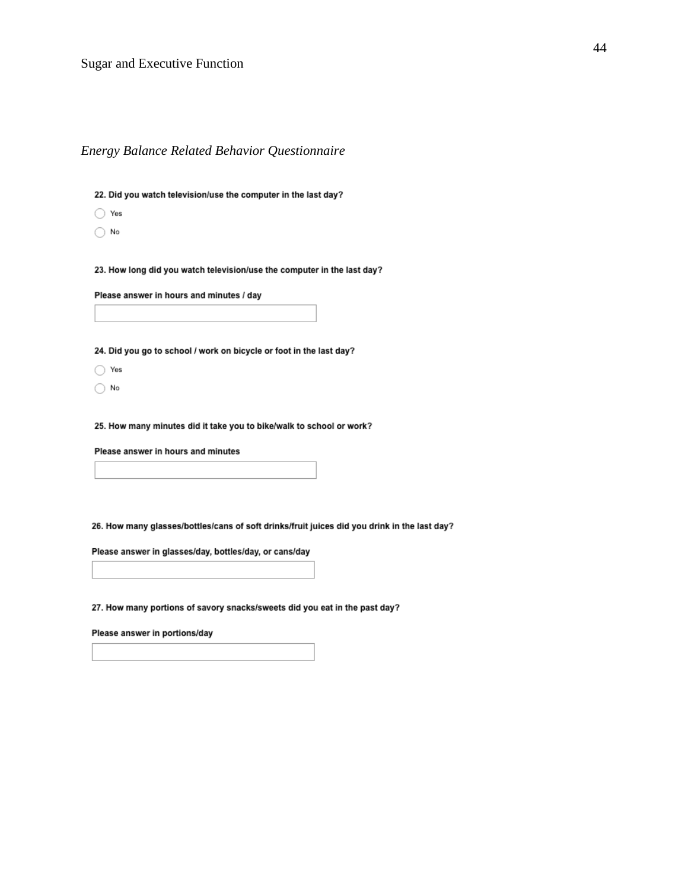*Energy Balance Related Behavior Questionnaire*

**22. Did you watch television/use the computer in the last day?**

- ◯ Yes
- ◯ No

**23. How long did you watch television/use the computer in the last day?**

**Please answer in hours and minutes / day**

**24. Did you go to school / work on bicycle or foot in the last day?**

- ◯ Yes
- ◯ No

**25. How many minutes did it take you to bike/walk to school or work?**

**Please answer in hours and minutes**

**26. How many glasses/bottles/cans of soft drinks/fruit juices did you drink in the last day?**

**Please answer in glasses/day, bottles/day, or cans/day**

**27. How many portions of savory snacks/sweets did you eat in the past day?**

**Please answer in portions/day**